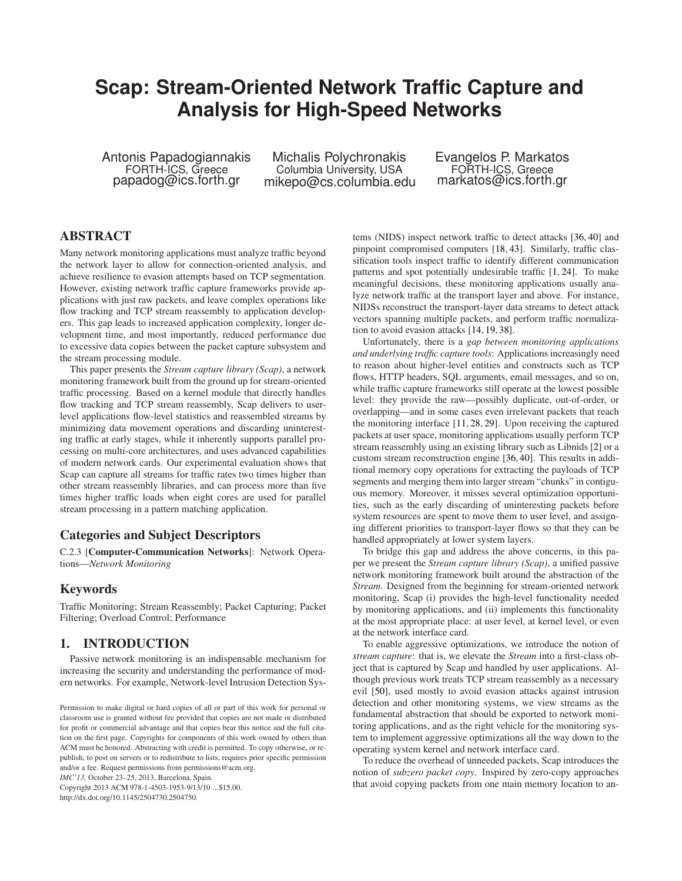# Scap: Stream-Oriented Network Traffic Capture and Analysis for High-Speed Networks

Antonis Papadogiannakis
FORTH-ICS, Greece
papadog@ics.forth.gr

Michalis Polychronakis
Columbia University, USA
mikepo@cs.columbia.edu

Evangelos P. Markatos
FORTH-ICS, Greece
markatos@ics.forth.gr

## ABSTRACT

Many network monitoring applications must analyze traffic beyond the network layer to allow for connection-oriented analysis, and achieve resilience to evasion attempts based on TCP segmentation. However, existing network traffic capture frameworks provide applications with just raw packets, and leave complex operations like flow tracking and TCP stream reassembly to application developers. This gap leads to increased application complexity, longer development time, and most importantly, reduced performance due to excessive data copies between the packet capture subsystem and the stream processing module.

This paper presents the *Stream capture library (Scap)*, a network monitoring framework built from the ground up for stream-oriented traffic processing. Based on a kernel module that directly handles flow tracking and TCP stream reassembly, Scap delivers to user-level applications flow-level statistics and reassembled streams by minimizing data movement operations and discarding uninteresting traffic at early stages, while it inherently supports parallel processing on multi-core architectures, and uses advanced capabilities of modern network cards. Our experimental evaluation shows that Scap can capture all streams for traffic rates two times higher than other stream reassembly libraries, and can process more than five times higher traffic loads when eight cores are used for parallel stream processing in a pattern matching application.

## Categories and Subject Descriptors

C.2.3 [**Computer-Communication Networks**]: Network Operations—*Network Monitoring*

## Keywords

Traffic Monitoring; Stream Reassembly; Packet Capturing; Packet Filtering; Overload Control; Performance

## 1. INTRODUCTION

Passive network monitoring is an indispensable mechanism for increasing the security and understanding the performance of modern networks. For example, Network-level Intrusion Detection Systems (NIDS) inspect network traffic to detect attacks [36, 40] and pinpoint compromised computers [18, 43]. Similarly, traffic classification tools inspect traffic to identify different communication patterns and spot potentially undesirable traffic [1, 24]. To make meaningful decisions, these monitoring applications usually analyze network traffic at the transport layer and above. For instance, NIDSs reconstruct the transport-layer data streams to detect attack vectors spanning multiple packets, and perform traffic normalization to avoid evasion attacks [14, 19, 38].

Unfortunately, there is a *gap between monitoring applications and underlying traffic capture tools*: Applications increasingly need to reason about higher-level entities and constructs such as TCP flows, HTTP headers, SQL arguments, email messages, and so on, while traffic capture frameworks still operate at the lowest possible level: they provide the raw—possibly duplicate, out-of-order, or overlapping—and in some cases even irrelevant packets that reach the monitoring interface [11, 28, 29]. Upon receiving the captured packets at user space, monitoring applications usually perform TCP stream reassembly using an existing library such as Libnids [2] or a custom stream reconstruction engine [36, 40]. This results in additional memory copy operations for extracting the payloads of TCP segments and merging them into larger stream "chunks" in contiguous memory. Moreover, it misses several optimization opportunities, such as the early discarding of uninteresting packets before system resources are spent to move them to user level, and assigning different priorities to transport-layer flows so that they can be handled appropriately at lower system layers.

To bridge this gap and address the above concerns, in this paper we present the *Stream capture library (Scap)*, a unified passive network monitoring framework built around the abstraction of the *Stream*. Designed from the beginning for stream-oriented network monitoring, Scap (i) provides the high-level functionality needed by monitoring applications, and (ii) implements this functionality at the most appropriate place: at user level, at kernel level, or even at the network interface card.

To enable aggressive optimizations, we introduce the notion of *stream capture*: that is, we elevate the *Stream* into a first-class object that is captured by Scap and handled by user applications. Although previous work treats TCP stream reassembly as a necessary evil [50], used mostly to avoid evasion attacks against intrusion detection and other monitoring systems, we view streams as the fundamental abstraction that should be exported to network monitoring applications, and as the right vehicle for the monitoring system to implement aggressive optimizations all the way down to the operating system kernel and network interface card.

To reduce the overhead of unneeded packets, Scap introduces the notion of *subzero packet copy*. Inspired by zero-copy approaches that avoid copying packets from one main memory location to an-

Permission to make digital or hard copies of all or part of this work for personal or classroom use is granted without fee provided that copies are not made or distributed for profit or commercial advantage and that copies bear this notice and the full citation on the first page. Copyrights for components of this work owned by others than ACM must be honored. Abstracting with credit is permitted. To copy otherwise, or republish, to post on servers or to redistribute to lists, requires prior specific permission and/or a fee. Request permissions from permissions@acm.org.
*IMC'13,* October 23–25, 2013, Barcelona, Spain.
Copyright 2013 ACM 978-1-4503-1953-9/13/10 ...$15.00.
http://dx.doi.org/10.1145/2504730.2504750.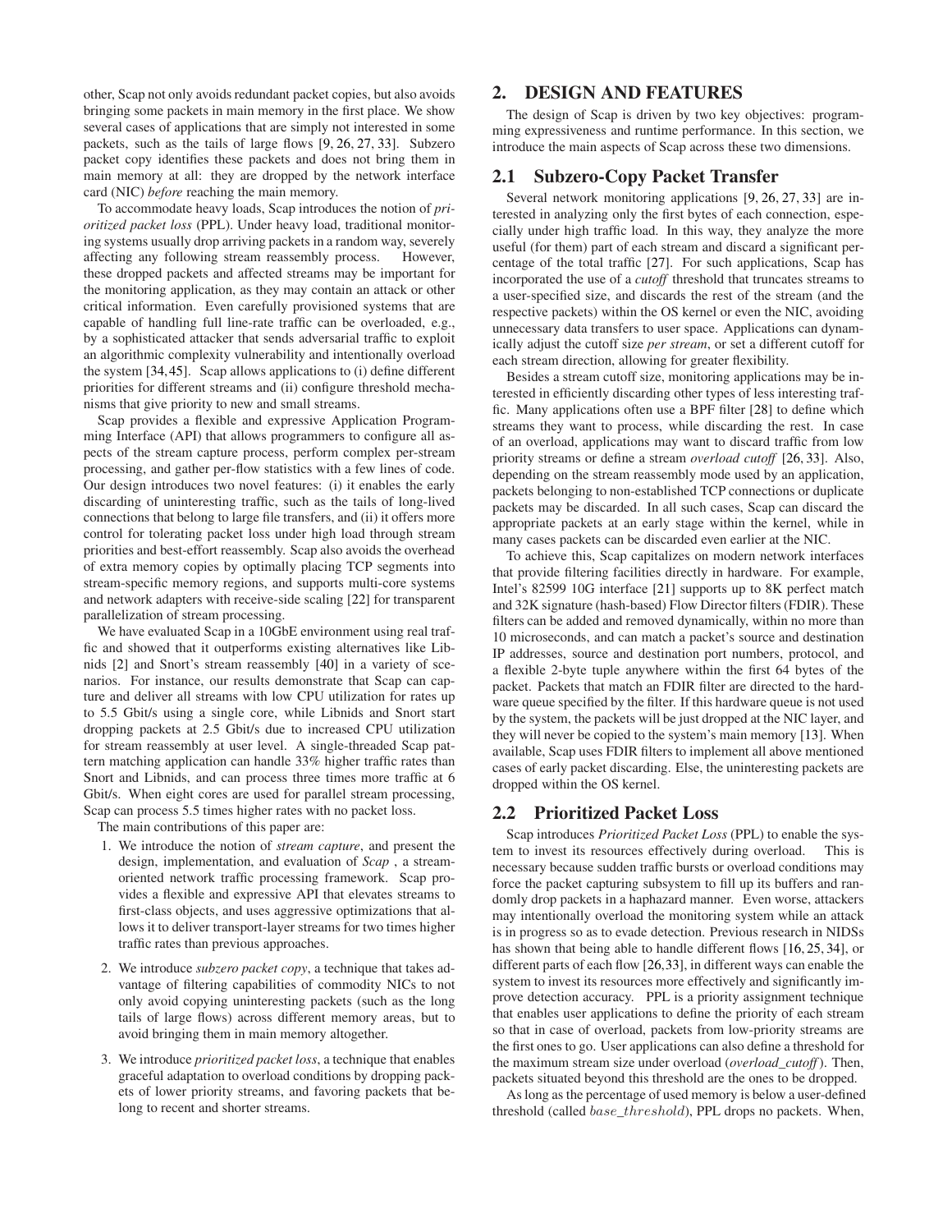other, Scap not only avoids redundant packet copies, but also avoids bringing some packets in main memory in the first place. We show several cases of applications that are simply not interested in some packets, such as the tails of large flows [9, 26, 27, 33]. Subzero packet copy identifies these packets and does not bring them in main memory at all: they are dropped by the network interface card (NIC) *before* reaching the main memory.

To accommodate heavy loads, Scap introduces the notion of *prioritized packet loss* (PPL). Under heavy load, traditional monitoring systems usually drop arriving packets in a random way, severely affecting any following stream reassembly process. However, these dropped packets and affected streams may be important for the monitoring application, as they may contain an attack or other critical information. Even carefully provisioned systems that are capable of handling full line-rate traffic can be overloaded, e.g., by a sophisticated attacker that sends adversarial traffic to exploit an algorithmic complexity vulnerability and intentionally overload the system [34, 45]. Scap allows applications to (i) define different priorities for different streams and (ii) configure threshold mechanisms that give priority to new and small streams.

Scap provides a flexible and expressive Application Programming Interface (API) that allows programmers to configure all aspects of the stream capture process, perform complex per-stream processing, and gather per-flow statistics with a few lines of code. Our design introduces two novel features: (i) it enables the early discarding of uninteresting traffic, such as the tails of long-lived connections that belong to large file transfers, and (ii) it offers more control for tolerating packet loss under high load through stream priorities and best-effort reassembly. Scap also avoids the overhead of extra memory copies by optimally placing TCP segments into stream-specific memory regions, and supports multi-core systems and network adapters with receive-side scaling [22] for transparent parallelization of stream processing.

We have evaluated Scap in a 10GbE environment using real traffic and showed that it outperforms existing alternatives like Libnids [2] and Snort's stream reassembly [40] in a variety of scenarios. For instance, our results demonstrate that Scap can capture and deliver all streams with low CPU utilization for rates up to 5.5 Gbit/s using a single core, while Libnids and Snort start dropping packets at 2.5 Gbit/s due to increased CPU utilization for stream reassembly at user level. A single-threaded Scap pattern matching application can handle 33% higher traffic rates than Snort and Libnids, and can process three times more traffic at 6 Gbit/s. When eight cores are used for parallel stream processing, Scap can process 5.5 times higher rates with no packet loss.

The main contributions of this paper are:

1. We introduce the notion of *stream capture*, and present the design, implementation, and evaluation of *Scap* , a stream-oriented network traffic processing framework. Scap provides a flexible and expressive API that elevates streams to first-class objects, and uses aggressive optimizations that allows it to deliver transport-layer streams for two times higher traffic rates than previous approaches.
2. We introduce *subzero packet copy*, a technique that takes advantage of filtering capabilities of commodity NICs to not only avoid copying uninteresting packets (such as the long tails of large flows) across different memory areas, but to avoid bringing them in main memory altogether.
3. We introduce *prioritized packet loss*, a technique that enables graceful adaptation to overload conditions by dropping packets of lower priority streams, and favoring packets that belong to recent and shorter streams.

## 2. DESIGN AND FEATURES

The design of Scap is driven by two key objectives: programming expressiveness and runtime performance. In this section, we introduce the main aspects of Scap across these two dimensions.

### 2.1 Subzero-Copy Packet Transfer

Several network monitoring applications [9, 26, 27, 33] are interested in analyzing only the first bytes of each connection, especially under high traffic load. In this way, they analyze the more useful (for them) part of each stream and discard a significant percentage of the total traffic [27]. For such applications, Scap has incorporated the use of a *cutoff* threshold that truncates streams to a user-specified size, and discards the rest of the stream (and the respective packets) within the OS kernel or even the NIC, avoiding unnecessary data transfers to user space. Applications can dynamically adjust the cutoff size *per stream*, or set a different cutoff for each stream direction, allowing for greater flexibility.

Besides a stream cutoff size, monitoring applications may be interested in efficiently discarding other types of less interesting traffic. Many applications often use a BPF filter [28] to define which streams they want to process, while discarding the rest. In case of an overload, applications may want to discard traffic from low priority streams or define a stream *overload cutoff* [26, 33]. Also, depending on the stream reassembly mode used by an application, packets belonging to non-established TCP connections or duplicate packets may be discarded. In all such cases, Scap can discard the appropriate packets at an early stage within the kernel, while in many cases packets can be discarded even earlier at the NIC.

To achieve this, Scap capitalizes on modern network interfaces that provide filtering facilities directly in hardware. For example, Intel's 82599 10G interface [21] supports up to 8K perfect match and 32K signature (hash-based) Flow Director filters (FDIR). These filters can be added and removed dynamically, within no more than 10 microseconds, and can match a packet's source and destination IP addresses, source and destination port numbers, protocol, and a flexible 2-byte tuple anywhere within the first 64 bytes of the packet. Packets that match an FDIR filter are directed to the hardware queue specified by the filter. If this hardware queue is not used by the system, the packets will be just dropped at the NIC layer, and they will never be copied to the system's main memory [13]. When available, Scap uses FDIR filters to implement all above mentioned cases of early packet discarding. Else, the uninteresting packets are dropped within the OS kernel.

### 2.2 Prioritized Packet Loss

Scap introduces *Prioritized Packet Loss* (PPL) to enable the system to invest its resources effectively during overload. This is necessary because sudden traffic bursts or overload conditions may force the packet capturing subsystem to fill up its buffers and randomly drop packets in a haphazard manner. Even worse, attackers may intentionally overload the monitoring system while an attack is in progress so as to evade detection. Previous research in NIDSs has shown that being able to handle different flows [16, 25, 34], or different parts of each flow [26,33], in different ways can enable the system to invest its resources more effectively and significantly improve detection accuracy. PPL is a priority assignment technique that enables user applications to define the priority of each stream so that in case of overload, packets from low-priority streams are the first ones to go. User applications can also define a threshold for the maximum stream size under overload (*overload_cutoff*). Then, packets situated beyond this threshold are the ones to be dropped.

As long as the percentage of used memory is below a user-defined threshold (called $base\_threshold$), PPL drops no packets. When,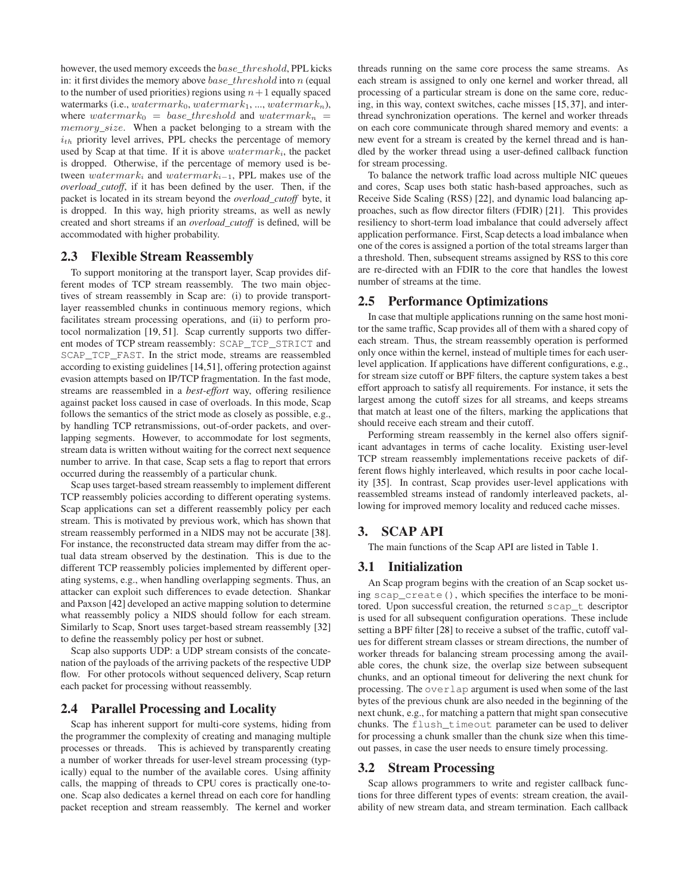however, the used memory exceeds the $base\_threshold$, PPL kicks in: it first divides the memory above $base\_threshold$ into $n$ (equal to the number of used priorities) regions using $n+1$ equally spaced watermarks (i.e., $watermark_0$, $watermark_1$, ..., $watermark_n$), where $watermark_0 = base\_threshold$ and $watermark_n = memory\_size$. When a packet belonging to a stream with the $i_{th}$ priority level arrives, PPL checks the percentage of memory used by Scap at that time. If it is above $watermark_i$, the packet is dropped. Otherwise, if the percentage of memory used is between $watermark_i$ and $watermark_{i-1}$, PPL makes use of the *overload_cutoff*, if it has been defined by the user. Then, if the packet is located in its stream beyond the *overload_cutoff* byte, it is dropped. In this way, high priority streams, as well as newly created and short streams if an *overload_cutoff* is defined, will be accommodated with higher probability.

## 2.3 Flexible Stream Reassembly

To support monitoring at the transport layer, Scap provides different modes of TCP stream reassembly. The two main objectives of stream reassembly in Scap are: (i) to provide transport-layer reassembled chunks in continuous memory regions, which facilitates stream processing operations, and (ii) to perform protocol normalization [19, 51]. Scap currently supports two different modes of TCP stream reassembly: `SCAP_TCP_STRICT` and `SCAP_TCP_FAST`. In the strict mode, streams are reassembled according to existing guidelines [14,51], offering protection against evasion attempts based on IP/TCP fragmentation. In the fast mode, streams are reassembled in a *best-effort* way, offering resilience against packet loss caused in case of overloads. In this mode, Scap follows the semantics of the strict mode as closely as possible, e.g., by handling TCP retransmissions, out-of-order packets, and overlapping segments. However, to accommodate for lost segments, stream data is written without waiting for the correct next sequence number to arrive. In that case, Scap sets a flag to report that errors occurred during the reassembly of a particular chunk.

Scap uses target-based stream reassembly to implement different TCP reassembly policies according to different operating systems. Scap applications can set a different reassembly policy per each stream. This is motivated by previous work, which has shown that stream reassembly performed in a NIDS may not be accurate [38]. For instance, the reconstructed data stream may differ from the actual data stream observed by the destination. This is due to the different TCP reassembly policies implemented by different operating systems, e.g., when handling overlapping segments. Thus, an attacker can exploit such differences to evade detection. Shankar and Paxson [42] developed an active mapping solution to determine what reassembly policy a NIDS should follow for each stream. Similarly to Scap, Snort uses target-based stream reassembly [32] to define the reassembly policy per host or subnet.

Scap also supports UDP: a UDP stream consists of the concatenation of the payloads of the arriving packets of the respective UDP flow. For other protocols without sequenced delivery, Scap return each packet for processing without reassembly.

## 2.4 Parallel Processing and Locality

Scap has inherent support for multi-core systems, hiding from the programmer the complexity of creating and managing multiple processes or threads. This is achieved by transparently creating a number of worker threads for user-level stream processing (typically) equal to the number of the available cores. Using affinity calls, the mapping of threads to CPU cores is practically one-to-one. Scap also dedicates a kernel thread on each core for handling packet reception and stream reassembly. The kernel and worker threads running on the same core process the same streams. As each stream is assigned to only one kernel and worker thread, all processing of a particular stream is done on the same core, reducing, in this way, context switches, cache misses [15, 37], and inter-thread synchronization operations. The kernel and worker threads on each core communicate through shared memory and events: a new event for a stream is created by the kernel thread and is handled by the worker thread using a user-defined callback function for stream processing.

To balance the network traffic load across multiple NIC queues and cores, Scap uses both static hash-based approaches, such as Receive Side Scaling (RSS) [22], and dynamic load balancing approaches, such as flow director filters (FDIR) [21]. This provides resiliency to short-term load imbalance that could adversely affect application performance. First, Scap detects a load imbalance when one of the cores is assigned a portion of the total streams larger than a threshold. Then, subsequent streams assigned by RSS to this core are re-directed with an FDIR to the core that handles the lowest number of streams at the time.

## 2.5 Performance Optimizations

In case that multiple applications running on the same host monitor the same traffic, Scap provides all of them with a shared copy of each stream. Thus, the stream reassembly operation is performed only once within the kernel, instead of multiple times for each user-level application. If applications have different configurations, e.g., for stream size cutoff or BPF filters, the capture system takes a best effort approach to satisfy all requirements. For instance, it sets the largest among the cutoff sizes for all streams, and keeps streams that match at least one of the filters, marking the applications that should receive each stream and their cutoff.

Performing stream reassembly in the kernel also offers significant advantages in terms of cache locality. Existing user-level TCP stream reassembly implementations receive packets of different flows highly interleaved, which results in poor cache locality [35]. In contrast, Scap provides user-level applications with reassembled streams instead of randomly interleaved packets, allowing for improved memory locality and reduced cache misses.

# 3. SCAP API

The main functions of the Scap API are listed in Table 1.

## 3.1 Initialization

An Scap program begins with the creation of an Scap socket using `scap_create()`, which specifies the interface to be monitored. Upon successful creation, the returned `scap_t` descriptor is used for all subsequent configuration operations. These include setting a BPF filter [28] to receive a subset of the traffic, cutoff values for different stream classes or stream directions, the number of worker threads for balancing stream processing among the available cores, the chunk size, the overlap size between subsequent chunks, and an optional timeout for delivering the next chunk for processing. The `overlap` argument is used when some of the last bytes of the previous chunk are also needed in the beginning of the next chunk, e.g., for matching a pattern that might span consecutive chunks. The `flush_timeout` parameter can be used to deliver for processing a chunk smaller than the chunk size when this timeout passes, in case the user needs to ensure timely processing.

## 3.2 Stream Processing

Scap allows programmers to write and register callback functions for three different types of events: stream creation, the availability of new stream data, and stream termination. Each callback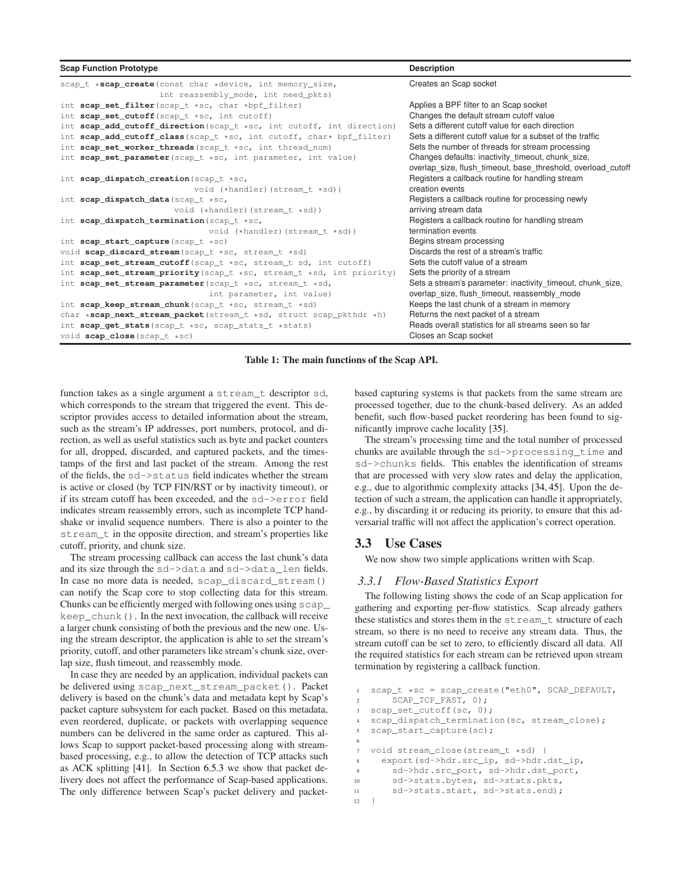| Scap Function Prototype | Description |
|---|---|
| `scap_t *scap_create(const char *device, int memory_size, int reassembly_mode, int need_pkts)` | Creates an Scap socket |
| `int scap_set_filter(scap_t *sc, char *bpf_filter)` | Applies a BPF filter to an Scap socket |
| `int scap_set_cutoff(scap_t *sc, int cutoff)` | Changes the default stream cutoff value |
| `int scap_add_cutoff_direction(scap_t *sc, int cutoff, int direction)` | Sets a different cutoff value for each direction |
| `int scap_add_cutoff_class(scap_t *sc, int cutoff, char* bpf_filter)` | Sets a different cutoff value for a subset of the traffic |
| `int scap_set_worker_threads(scap_t *sc, int thread_num)` | Sets the number of threads for stream processing |
| `int scap_set_parameter(scap_t *sc, int parameter, int value)` | Changes defaults: inactivity_timeout, chunk_size, overlap_size, flush_timeout, base_threshold, overload_cutoff |
| `int scap_dispatch_creation(scap_t *sc, void (*handler)(stream_t *sd))` | Registers a callback routine for handling stream creation events |
| `int scap_dispatch_data(scap_t *sc, void (*handler)(stream_t *sd))` | Registers a callback routine for processing newly arriving stream data |
| `int scap_dispatch_termination(scap_t *sc, void (*handler)(stream_t *sd))` | Registers a callback routine for handling stream termination events |
| `int scap_start_capture(scap_t *sc)` | Begins stream processing |
| `void scap_discard_stream(scap_t *sc, stream_t *sd)` | Discards the rest of a stream's traffic |
| `int scap_set_stream_cutoff(scap_t *sc, stream_t sd, int cutoff)` | Sets the cutoff value of a stream |
| `int scap_set_stream_priority(scap_t *sc, stream_t *sd, int priority)` | Sets the priority of a stream |
| `int scap_set_stream_parameter(scap_t *sc, stream_t *sd, int parameter, int value)` | Sets a stream's parameter: inactivity_timeout, chunk_size, overlap_size, flush_timeout, reassembly_mode |
| `int scap_keep_stream_chunk(scap_t *sc, stream_t *sd)` | Keeps the last chunk of a stream in memory |
| `char *scap_next_stream_packet(stream_t *sd, struct scap_pkthdr *h)` | Returns the next packet of a stream |
| `int scap_get_stats(scap_t *sc, scap_stats_t *stats)` | Reads overall statistics for all streams seen so far |
| `void scap_close(scap_t *sc)` | Closes an Scap socket |

**Table 1: The main functions of the Scap API.**

function takes as a single argument a `stream_t` descriptor `sd`, which corresponds to the stream that triggered the event. This descriptor provides access to detailed information about the stream, such as the stream's IP addresses, port numbers, protocol, and direction, as well as useful statistics such as byte and packet counters for all, dropped, discarded, and captured packets, and the timestamps of the first and last packet of the stream. Among the rest of the fields, the `sd->status` field indicates whether the stream is active or closed (by TCP FIN/RST or by inactivity timeout), or if its stream cutoff has been exceeded, and the `sd->error` field indicates stream reassembly errors, such as incomplete TCP handshake or invalid sequence numbers. There is also a pointer to the `stream_t` in the opposite direction, and stream's properties like cutoff, priority, and chunk size.

The stream processing callback can access the last chunk's data and its size through the `sd->data` and `sd->data_len` fields. In case no more data is needed, `scap_discard_stream()` can notify the Scap core to stop collecting data for this stream. Chunks can be efficiently merged with following ones using `scap_keep_chunk()`. In the next invocation, the callback will receive a larger chunk consisting of both the previous and the new one. Using the stream descriptor, the application is able to set the stream's priority, cutoff, and other parameters like stream's chunk size, overlap size, flush timeout, and reassembly mode.

In case they are needed by an application, individual packets can be delivered using `scap_next_stream_packet()`. Packet delivery is based on the chunk's data and metadata kept by Scap's packet capture subsystem for each packet. Based on this metadata, even reordered, duplicate, or packets with overlapping sequence numbers can be delivered in the same order as captured. This allows Scap to support packet-based processing along with stream-based processing, e.g., to allow the detection of TCP attacks such as ACK splitting [41]. In Section 6.5.3 we show that packet delivery does not affect the performance of Scap-based applications. The only difference between Scap's packet delivery and packet-based capturing systems is that packets from the same stream are processed together, due to the chunk-based delivery. As an added benefit, such flow-based packet reordering has been found to significantly improve cache locality [35].

The stream's processing time and the total number of processed chunks are available through the `sd->processing_time` and `sd->chunks` fields. This enables the identification of streams that are processed with very slow rates and delay the application, e.g., due to algorithmic complexity attacks [34, 45]. Upon the detection of such a stream, the application can handle it appropriately, e.g., by discarding it or reducing its priority, to ensure that this adversarial traffic will not affect the application's correct operation.

## 3.3 Use Cases

We now show two simple applications written with Scap.

### *3.3.1 Flow-Based Statistics Export*

The following listing shows the code of an Scap application for gathering and exporting per-flow statistics. Scap already gathers these statistics and stores them in the `stream_t` structure of each stream, so there is no need to receive any stream data. Thus, the stream cutoff can be set to zero, to efficiently discard all data. All the required statistics for each stream can be retrieved upon stream termination by registering a callback function.

```
1  scap_t *sc = scap_create("eth0", SCAP_DEFAULT,
2      SCAP_TCP_FAST, 0);
3  scap_set_cutoff(sc, 0);
4  scap_dispatch_termination(sc, stream_close);
5  scap_start_capture(sc);
6
7  void stream_close(stream_t *sd) {
8    export(sd->hdr.src_ip, sd->hdr.dst_ip,
9      sd->hdr.src_port, sd->hdr.dst_port,
10     sd->stats.bytes, sd->stats.pkts,
11     sd->stats.start, sd->stats.end);
12 }
```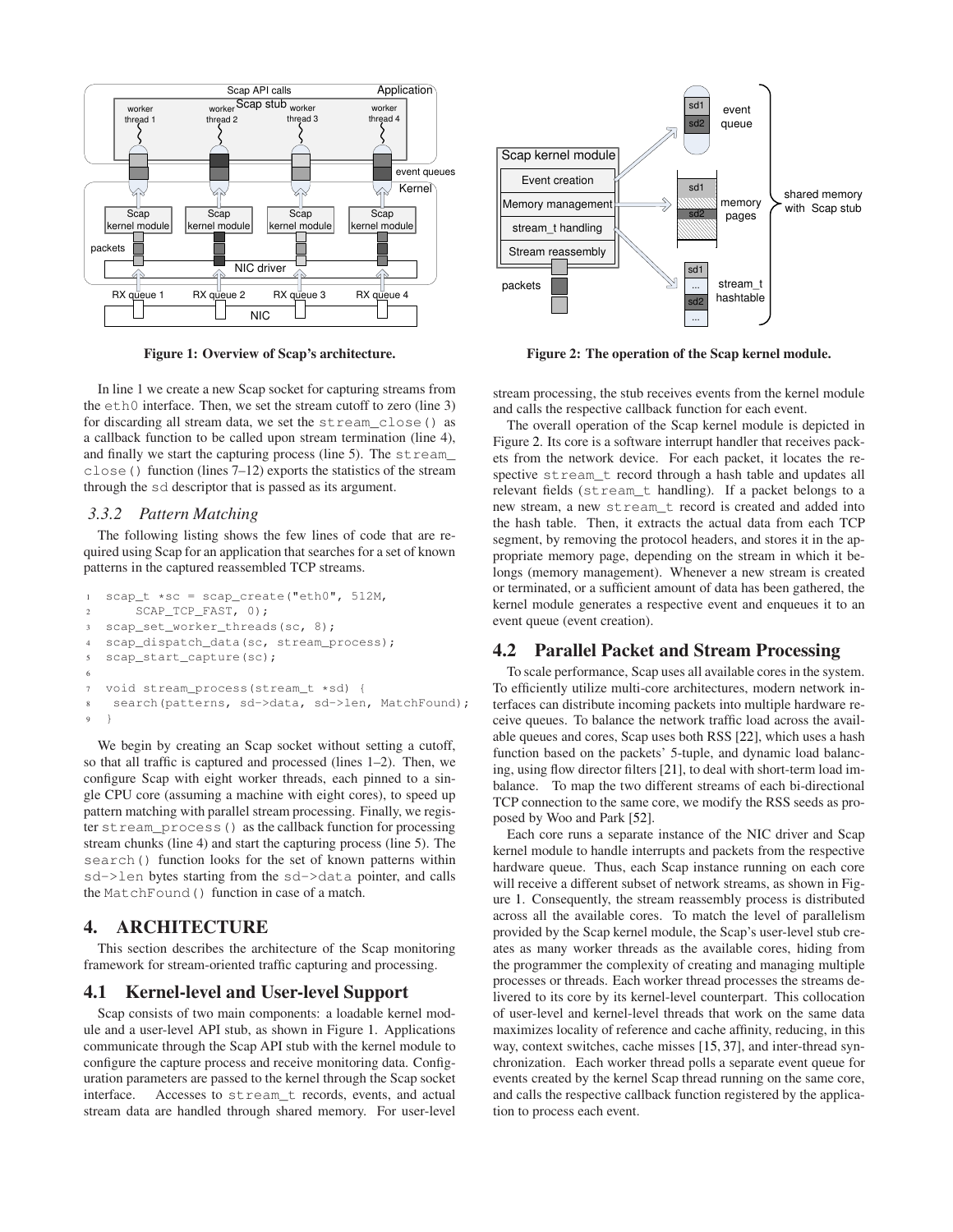Figure 1: Overview of Scap's architecture.

Figure 2: The operation of the Scap kernel module.

In line 1 we create a new Scap socket for capturing streams from the eth0 interface. Then, we set the stream cutoff to zero (line 3) for discarding all stream data, we set the stream_close() as a callback function to be called upon stream termination (line 4), and finally we start the capturing process (line 5). The stream_close() function (lines 7–12) exports the statistics of the stream through the sd descriptor that is passed as its argument.

### 3.3.2 Pattern Matching

The following listing shows the few lines of code that are required using Scap for an application that searches for a set of known patterns in the captured reassembled TCP streams.

```
1  scap_t *sc = scap_create("eth0", 512M,
2       SCAP_TCP_FAST, 0);
3  scap_set_worker_threads(sc, 8);
4  scap_dispatch_data(sc, stream_process);
5  scap_start_capture(sc);
6
7  void stream_process(stream_t *sd) {
8   search(patterns, sd->data, sd->len, MatchFound);
9  }
```

We begin by creating an Scap socket without setting a cutoff, so that all traffic is captured and processed (lines 1–2). Then, we configure Scap with eight worker threads, each pinned to a single CPU core (assuming a machine with eight cores), to speed up pattern matching with parallel stream processing. Finally, we register stream_process() as the callback function for processing stream chunks (line 4) and start the capturing process (line 5). The search() function looks for the set of known patterns within sd->len bytes starting from the sd->data pointer, and calls the MatchFound() function in case of a match.

## 4. ARCHITECTURE

This section describes the architecture of the Scap monitoring framework for stream-oriented traffic capturing and processing.

## 4.1 Kernel-level and User-level Support

Scap consists of two main components: a loadable kernel module and a user-level API stub, as shown in Figure 1. Applications communicate through the Scap API stub with the kernel module to configure the capture process and receive monitoring data. Configuration parameters are passed to the kernel through the Scap socket interface. Accesses to stream_t records, events, and actual stream data are handled through shared memory. For user-level stream processing, the stub receives events from the kernel module and calls the respective callback function for each event.

The overall operation of the Scap kernel module is depicted in Figure 2. Its core is a software interrupt handler that receives packets from the network device. For each packet, it locates the respective stream_t record through a hash table and updates all relevant fields (stream_t handling). If a packet belongs to a new stream, a new stream_t record is created and added into the hash table. Then, it extracts the actual data from each TCP segment, by removing the protocol headers, and stores it in the appropriate memory page, depending on the stream in which it belongs (memory management). Whenever a new stream is created or terminated, or a sufficient amount of data has been gathered, the kernel module generates a respective event and enqueues it to an event queue (event creation).

## 4.2 Parallel Packet and Stream Processing

To scale performance, Scap uses all available cores in the system. To efficiently utilize multi-core architectures, modern network interfaces can distribute incoming packets into multiple hardware receive queues. To balance the network traffic load across the available queues and cores, Scap uses both RSS [22], which uses a hash function based on the packets' 5-tuple, and dynamic load balancing, using flow director filters [21], to deal with short-term load imbalance. To map the two different streams of each bi-directional TCP connection to the same core, we modify the RSS seeds as proposed by Woo and Park [52].

Each core runs a separate instance of the NIC driver and Scap kernel module to handle interrupts and packets from the respective hardware queue. Thus, each Scap instance running on each core will receive a different subset of network streams, as shown in Figure 1. Consequently, the stream reassembly process is distributed across all the available cores. To match the level of parallelism provided by the Scap kernel module, the Scap's user-level stub creates as many worker threads as the available cores, hiding from the programmer the complexity of creating and managing multiple processes or threads. Each worker thread processes the streams delivered to its core by its kernel-level counterpart. This collocation of user-level and kernel-level threads that work on the same data maximizes locality of reference and cache affinity, reducing, in this way, context switches, cache misses [15, 37], and inter-thread synchronization. Each worker thread polls a separate event queue for events created by the kernel Scap thread running on the same core, and calls the respective callback function registered by the application to process each event.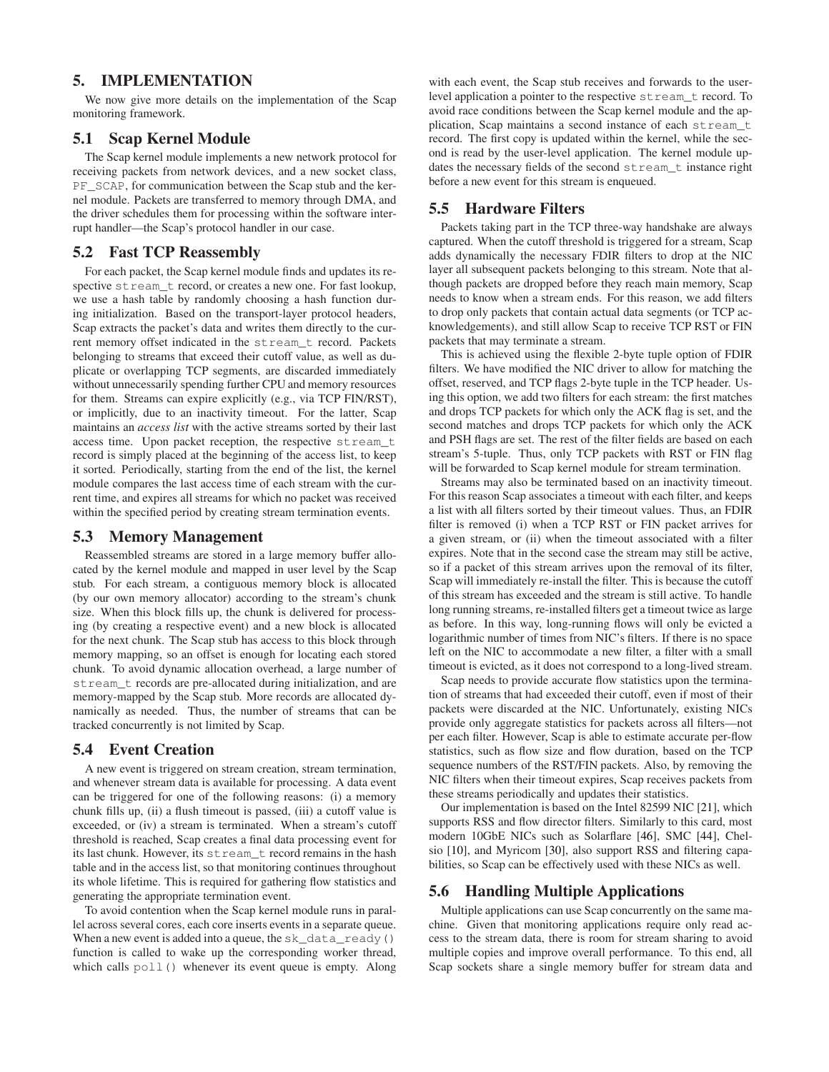# 5. IMPLEMENTATION

We now give more details on the implementation of the Scap monitoring framework.

## 5.1 Scap Kernel Module

The Scap kernel module implements a new network protocol for receiving packets from network devices, and a new socket class, `PF_SCAP`, for communication between the Scap stub and the kernel module. Packets are transferred to memory through DMA, and the driver schedules them for processing within the software interrupt handler—the Scap's protocol handler in our case.

## 5.2 Fast TCP Reassembly

For each packet, the Scap kernel module finds and updates its respective `stream_t` record, or creates a new one. For fast lookup, we use a hash table by randomly choosing a hash function during initialization. Based on the transport-layer protocol headers, Scap extracts the packet's data and writes them directly to the current memory offset indicated in the `stream_t` record. Packets belonging to streams that exceed their cutoff value, as well as duplicate or overlapping TCP segments, are discarded immediately without unnecessarily spending further CPU and memory resources for them. Streams can expire explicitly (e.g., via TCP FIN/RST), or implicitly, due to an inactivity timeout. For the latter, Scap maintains an *access list* with the active streams sorted by their last access time. Upon packet reception, the respective `stream_t` record is simply placed at the beginning of the access list, to keep it sorted. Periodically, starting from the end of the list, the kernel module compares the last access time of each stream with the current time, and expires all streams for which no packet was received within the specified period by creating stream termination events.

## 5.3 Memory Management

Reassembled streams are stored in a large memory buffer allocated by the kernel module and mapped in user level by the Scap stub. For each stream, a contiguous memory block is allocated (by our own memory allocator) according to the stream's chunk size. When this block fills up, the chunk is delivered for processing (by creating a respective event) and a new block is allocated for the next chunk. The Scap stub has access to this block through memory mapping, so an offset is enough for locating each stored chunk. To avoid dynamic allocation overhead, a large number of `stream_t` records are pre-allocated during initialization, and are memory-mapped by the Scap stub. More records are allocated dynamically as needed. Thus, the number of streams that can be tracked concurrently is not limited by Scap.

## 5.4 Event Creation

A new event is triggered on stream creation, stream termination, and whenever stream data is available for processing. A data event can be triggered for one of the following reasons: (i) a memory chunk fills up, (ii) a flush timeout is passed, (iii) a cutoff value is exceeded, or (iv) a stream is terminated. When a stream's cutoff threshold is reached, Scap creates a final data processing event for its last chunk. However, its `stream_t` record remains in the hash table and in the access list, so that monitoring continues throughout its whole lifetime. This is required for gathering flow statistics and generating the appropriate termination event.

To avoid contention when the Scap kernel module runs in parallel across several cores, each core inserts events in a separate queue. When a new event is added into a queue, the `sk_data_ready()` function is called to wake up the corresponding worker thread, which calls `poll()` whenever its event queue is empty. Along with each event, the Scap stub receives and forwards to the user-level application a pointer to the respective `stream_t` record. To avoid race conditions between the Scap kernel module and the application, Scap maintains a second instance of each `stream_t` record. The first copy is updated within the kernel, while the second is read by the user-level application. The kernel module updates the necessary fields of the second `stream_t` instance right before a new event for this stream is enqueued.

## 5.5 Hardware Filters

Packets taking part in the TCP three-way handshake are always captured. When the cutoff threshold is triggered for a stream, Scap adds dynamically the necessary FDIR filters to drop at the NIC layer all subsequent packets belonging to this stream. Note that although packets are dropped before they reach main memory, Scap needs to know when a stream ends. For this reason, we add filters to drop only packets that contain actual data segments (or TCP acknowledgements), and still allow Scap to receive TCP RST or FIN packets that may terminate a stream.

This is achieved using the flexible 2-byte tuple option of FDIR filters. We have modified the NIC driver to allow for matching the offset, reserved, and TCP flags 2-byte tuple in the TCP header. Using this option, we add two filters for each stream: the first matches and drops TCP packets for which only the ACK flag is set, and the second matches and drops TCP packets for which only the ACK and PSH flags are set. The rest of the filter fields are based on each stream's 5-tuple. Thus, only TCP packets with RST or FIN flag will be forwarded to Scap kernel module for stream termination.

Streams may also be terminated based on an inactivity timeout. For this reason Scap associates a timeout with each filter, and keeps a list with all filters sorted by their timeout values. Thus, an FDIR filter is removed (i) when a TCP RST or FIN packet arrives for a given stream, or (ii) when the timeout associated with a filter expires. Note that in the second case the stream may still be active, so if a packet of this stream arrives upon the removal of its filter, Scap will immediately re-install the filter. This is because the cutoff of this stream has exceeded and the stream is still active. To handle long running streams, re-installed filters get a timeout twice as large as before. In this way, long-running flows will only be evicted a logarithmic number of times from NIC's filters. If there is no space left on the NIC to accommodate a new filter, a filter with a small timeout is evicted, as it does not correspond to a long-lived stream.

Scap needs to provide accurate flow statistics upon the termination of streams that had exceeded their cutoff, even if most of their packets were discarded at the NIC. Unfortunately, existing NICs provide only aggregate statistics for packets across all filters—not per each filter. However, Scap is able to estimate accurate per-flow statistics, such as flow size and flow duration, based on the TCP sequence numbers of the RST/FIN packets. Also, by removing the NIC filters when their timeout expires, Scap receives packets from these streams periodically and updates their statistics.

Our implementation is based on the Intel 82599 NIC [21], which supports RSS and flow director filters. Similarly to this card, most modern 10GbE NICs such as Solarflare [46], SMC [44], Chelsio [10], and Myricom [30], also support RSS and filtering capabilities, so Scap can be effectively used with these NICs as well.

## 5.6 Handling Multiple Applications

Multiple applications can use Scap concurrently on the same machine. Given that monitoring applications require only read access to the stream data, there is room for stream sharing to avoid multiple copies and improve overall performance. To this end, all Scap sockets share a single memory buffer for stream data and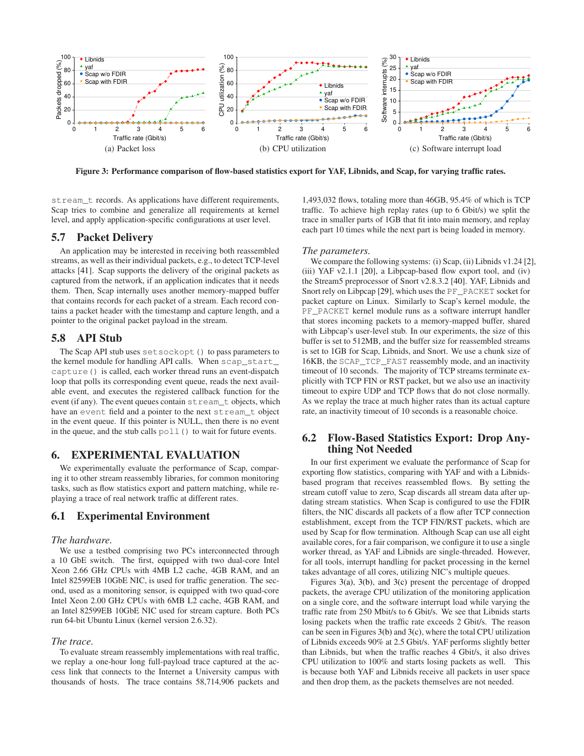(a) Packet loss

(b) CPU utilization

(c) Software interrupt load

**Figure 3: Performance comparison of flow-based statistics export for YAF, Libnids, and Scap, for varying traffic rates.**

stream_t records. As applications have different requirements, Scap tries to combine and generalize all requirements at kernel level, and apply application-specific configurations at user level.

## 5.7 Packet Delivery

An application may be interested in receiving both reassembled streams, as well as their individual packets, e.g., to detect TCP-level attacks [41]. Scap supports the delivery of the original packets as captured from the network, if an application indicates that it needs them. Then, Scap internally uses another memory-mapped buffer that contains records for each packet of a stream. Each record contains a packet header with the timestamp and capture length, and a pointer to the original packet payload in the stream.

## 5.8 API Stub

The Scap API stub uses setsockopt() to pass parameters to the kernel module for handling API calls. When scap_start_capture() is called, each worker thread runs an event-dispatch loop that polls its corresponding event queue, reads the next available event, and executes the registered callback function for the event (if any). The event queues contain stream_t objects, which have an event field and a pointer to the next stream_t object in the event queue. If this pointer is NULL, then there is no event in the queue, and the stub calls poll() to wait for future events.

# 6. EXPERIMENTAL EVALUATION

We experimentally evaluate the performance of Scap, comparing it to other stream reassembly libraries, for common monitoring tasks, such as flow statistics export and pattern matching, while replaying a trace of real network traffic at different rates.

## 6.1 Experimental Environment

*The hardware.*

We use a testbed comprising two PCs interconnected through a 10 GbE switch. The first, equipped with two dual-core Intel Xeon 2.66 GHz CPUs with 4MB L2 cache, 4GB RAM, and an Intel 82599EB 10GbE NIC, is used for traffic generation. The second, used as a monitoring sensor, is equipped with two quad-core Intel Xeon 2.00 GHz CPUs with 6MB L2 cache, 4GB RAM, and an Intel 82599EB 10GbE NIC used for stream capture. Both PCs run 64-bit Ubuntu Linux (kernel version 2.6.32).

*The trace.*

To evaluate stream reassembly implementations with real traffic, we replay a one-hour long full-payload trace captured at the access link that connects to the Internet a University campus with thousands of hosts. The trace contains 58,714,906 packets and 1,493,032 flows, totaling more than 46GB, 95.4% of which is TCP traffic. To achieve high replay rates (up to 6 Gbit/s) we split the trace in smaller parts of 1GB that fit into main memory, and replay each part 10 times while the next part is being loaded in memory.

*The parameters.*

We compare the following systems: (i) Scap, (ii) Libnids v1.24 [2], (iii) YAF v2.1.1 [20], a Libpcap-based flow export tool, and (iv) the Stream5 preprocessor of Snort v2.8.3.2 [40]. YAF, Libnids and Snort rely on Libpcap [29], which uses the PF_PACKET socket for packet capture on Linux. Similarly to Scap's kernel module, the PF_PACKET kernel module runs as a software interrupt handler that stores incoming packets to a memory-mapped buffer, shared with Libpcap's user-level stub. In our experiments, the size of this buffer is set to 512MB, and the buffer size for reassembled streams is set to 1GB for Scap, Libnids, and Snort. We use a chunk size of 16KB, the SCAP_TCP_FAST reassembly mode, and an inactivity timeout of 10 seconds. The majority of TCP streams terminate explicitly with TCP FIN or RST packet, but we also use an inactivity timeout to expire UDP and TCP flows that do not close normally. As we replay the trace at much higher rates than its actual capture rate, an inactivity timeout of 10 seconds is a reasonable choice.

## 6.2 Flow-Based Statistics Export: Drop Anything Not Needed

In our first experiment we evaluate the performance of Scap for exporting flow statistics, comparing with YAF and with a Libnids-based program that receives reassembled flows. By setting the stream cutoff value to zero, Scap discards all stream data after updating stream statistics. When Scap is configured to use the FDIR filters, the NIC discards all packets of a flow after TCP connection establishment, except from the TCP FIN/RST packets, which are used by Scap for flow termination. Although Scap can use all eight available cores, for a fair comparison, we configure it to use a single worker thread, as YAF and Libnids are single-threaded. However, for all tools, interrupt handling for packet processing in the kernel takes advantage of all cores, utilizing NIC's multiple queues.

Figures 3(a), 3(b), and 3(c) present the percentage of dropped packets, the average CPU utilization of the monitoring application on a single core, and the software interrupt load while varying the traffic rate from 250 Mbit/s to 6 Gbit/s. We see that Libnids starts losing packets when the traffic rate exceeds 2 Gbit/s. The reason can be seen in Figures 3(b) and 3(c), where the total CPU utilization of Libnids exceeds 90% at 2.5 Gbit/s. YAF performs slightly better than Libnids, but when the traffic reaches 4 Gbit/s, it also drives CPU utilization to 100% and starts losing packets as well. This is because both YAF and Libnids receive all packets in user space and then drop them, as the packets themselves are not needed.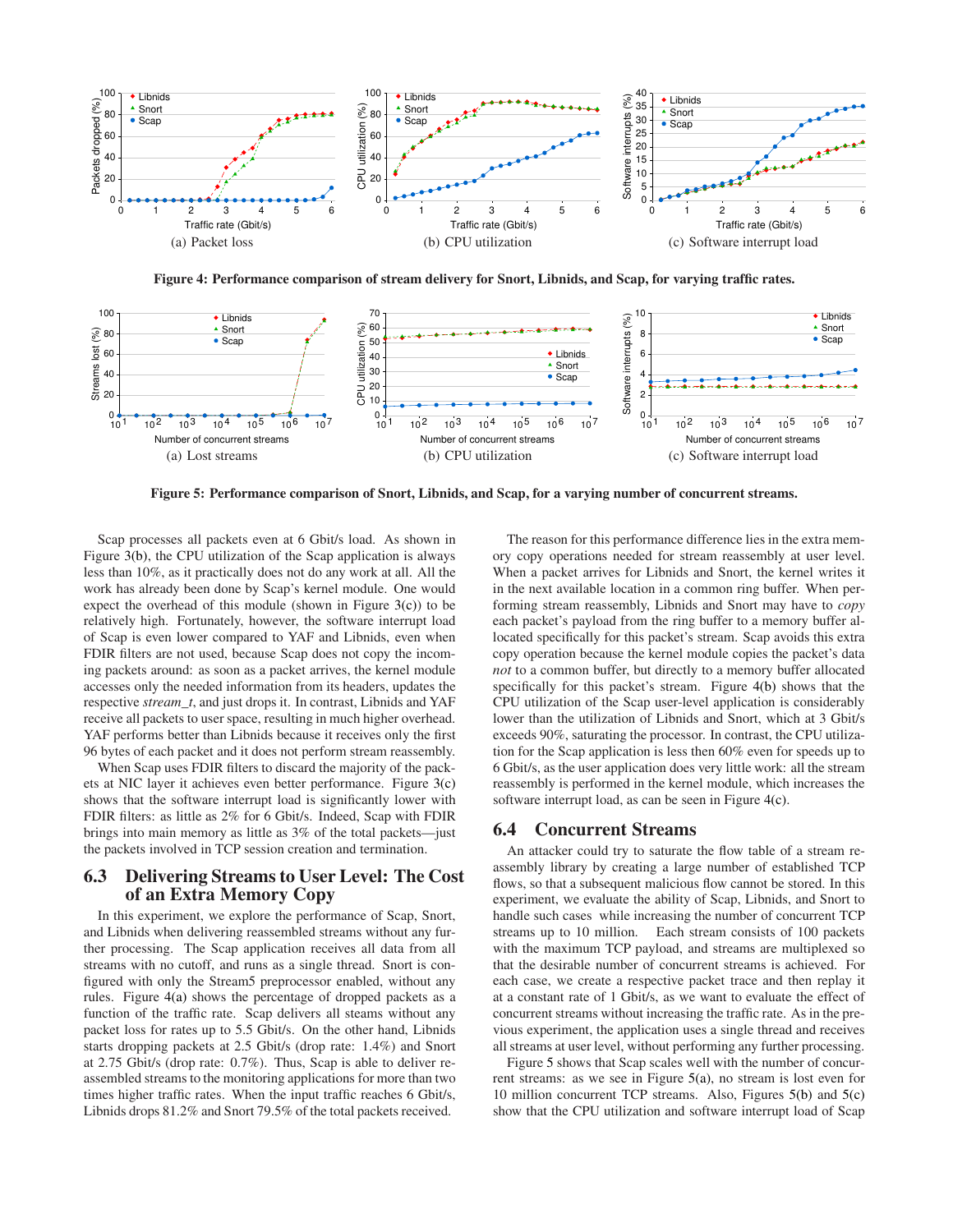(a) Packet loss

(b) CPU utilization

(c) Software interrupt load

**Figure 4: Performance comparison of stream delivery for Snort, Libnids, and Scap, for varying traffic rates.**

(a) Lost streams

(b) CPU utilization

(c) Software interrupt load

**Figure 5: Performance comparison of Snort, Libnids, and Scap, for a varying number of concurrent streams.**

Scap processes all packets even at 6 Gbit/s load. As shown in Figure 3(b), the CPU utilization of the Scap application is always less than 10%, as it practically does not do any work at all. All the work has already been done by Scap's kernel module. One would expect the overhead of this module (shown in Figure 3(c)) to be relatively high. Fortunately, however, the software interrupt load of Scap is even lower compared to YAF and Libnids, even when FDIR filters are not used, because Scap does not copy the incoming packets around: as soon as a packet arrives, the kernel module accesses only the needed information from its headers, updates the respective *stream_t*, and just drops it. In contrast, Libnids and YAF receive all packets to user space, resulting in much higher overhead. YAF performs better than Libnids because it receives only the first 96 bytes of each packet and it does not perform stream reassembly.

When Scap uses FDIR filters to discard the majority of the packets at NIC layer it achieves even better performance. Figure 3(c) shows that the software interrupt load is significantly lower with FDIR filters: as little as 2% for 6 Gbit/s. Indeed, Scap with FDIR brings into main memory as little as 3% of the total packets—just the packets involved in TCP session creation and termination.

## 6.3 Delivering Streams to User Level: The Cost of an Extra Memory Copy

In this experiment, we explore the performance of Scap, Snort, and Libnids when delivering reassembled streams without any further processing. The Scap application receives all data from all streams with no cutoff, and runs as a single thread. Snort is configured with only the Stream5 preprocessor enabled, without any rules. Figure 4(a) shows the percentage of dropped packets as a function of the traffic rate. Scap delivers all steams without any packet loss for rates up to 5.5 Gbit/s. On the other hand, Libnids starts dropping packets at 2.5 Gbit/s (drop rate: 1.4%) and Snort at 2.75 Gbit/s (drop rate: 0.7%). Thus, Scap is able to deliver reassembled streams to the monitoring applications for more than two times higher traffic rates. When the input traffic reaches 6 Gbit/s, Libnids drops 81.2% and Snort 79.5% of the total packets received.

The reason for this performance difference lies in the extra memory copy operations needed for stream reassembly at user level. When a packet arrives for Libnids and Snort, the kernel writes it in the next available location in a common ring buffer. When performing stream reassembly, Libnids and Snort may have to *copy* each packet's payload from the ring buffer to a memory buffer allocated specifically for this packet's stream. Scap avoids this extra copy operation because the kernel module copies the packet's data *not* to a common buffer, but directly to a memory buffer allocated specifically for this packet's stream. Figure 4(b) shows that the CPU utilization of the Scap user-level application is considerably lower than the utilization of Libnids and Snort, which at 3 Gbit/s exceeds 90%, saturating the processor. In contrast, the CPU utilization for the Scap application is less then 60% even for speeds up to 6 Gbit/s, as the user application does very little work: all the stream reassembly is performed in the kernel module, which increases the software interrupt load, as can be seen in Figure 4(c).

## 6.4 Concurrent Streams

An attacker could try to saturate the flow table of a stream reassembly library by creating a large number of established TCP flows, so that a subsequent malicious flow cannot be stored. In this experiment, we evaluate the ability of Scap, Libnids, and Snort to handle such cases while increasing the number of concurrent TCP streams up to 10 million. Each stream consists of 100 packets with the maximum TCP payload, and streams are multiplexed so that the desirable number of concurrent streams is achieved. For each case, we create a respective packet trace and then replay it at a constant rate of 1 Gbit/s, as we want to evaluate the effect of concurrent streams without increasing the traffic rate. As in the previous experiment, the application uses a single thread and receives all streams at user level, without performing any further processing.

Figure 5 shows that Scap scales well with the number of concurrent streams: as we see in Figure 5(a), no stream is lost even for 10 million concurrent TCP streams. Also, Figures 5(b) and 5(c) show that the CPU utilization and software interrupt load of Scap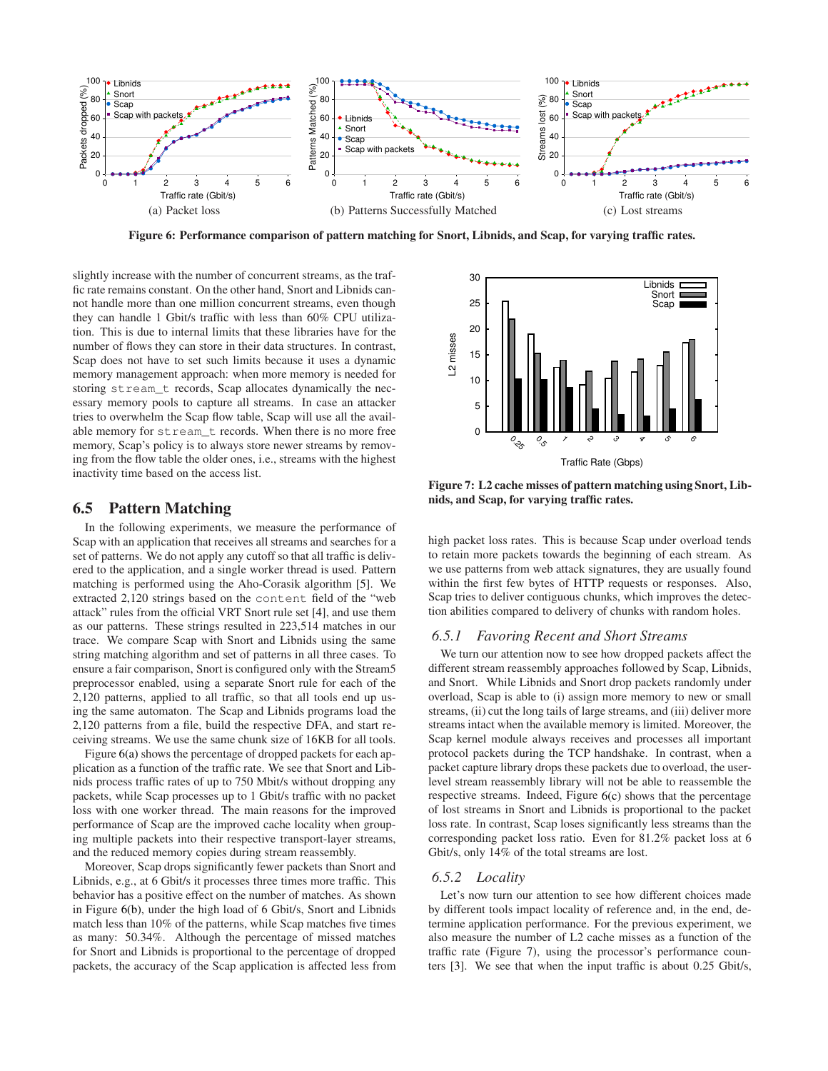Figure 6: Performance comparison of pattern matching for Snort, Libnids, and Scap, for varying traffic rates.

(a) Packet loss

(b) Patterns Successfully Matched

(c) Lost streams

slightly increase with the number of concurrent streams, as the traffic rate remains constant. On the other hand, Snort and Libnids cannot handle more than one million concurrent streams, even though they can handle 1 Gbit/s traffic with less than 60% CPU utilization. This is due to internal limits that these libraries have for the number of flows they can store in their data structures. In contrast, Scap does not have to set such limits because it uses a dynamic memory management approach: when more memory is needed for storing `stream_t` records, Scap allocates dynamically the necessary memory pools to capture all streams. In case an attacker tries to overwhelm the Scap flow table, Scap will use all the available memory for `stream_t` records. When there is no more free memory, Scap's policy is to always store newer streams by removing from the flow table the older ones, i.e., streams with the highest inactivity time based on the access list.

## 6.5 Pattern Matching

In the following experiments, we measure the performance of Scap with an application that receives all streams and searches for a set of patterns. We do not apply any cutoff so that all traffic is delivered to the application, and a single worker thread is used. Pattern matching is performed using the Aho-Corasik algorithm [5]. We extracted 2,120 strings based on the `content` field of the "web attack" rules from the official VRT Snort rule set [4], and use them as our patterns. These strings resulted in 223,514 matches in our trace. We compare Scap with Snort and Libnids using the same string matching algorithm and set of patterns in all three cases. To ensure a fair comparison, Snort is configured only with the Stream5 preprocessor enabled, using a separate Snort rule for each of the 2,120 patterns, applied to all traffic, so that all tools end up using the same automaton. The Scap and Libnids programs load the 2,120 patterns from a file, build the respective DFA, and start receiving streams. We use the same chunk size of 16KB for all tools.

Figure 6(a) shows the percentage of dropped packets for each application as a function of the traffic rate. We see that Snort and Libnids process traffic rates of up to 750 Mbit/s without dropping any packets, while Scap processes up to 1 Gbit/s traffic with no packet loss with one worker thread. The main reasons for the improved performance of Scap are the improved cache locality when grouping multiple packets into their respective transport-layer streams, and the reduced memory copies during stream reassembly.

Moreover, Scap drops significantly fewer packets than Snort and Libnids, e.g., at 6 Gbit/s it processes three times more traffic. This behavior has a positive effect on the number of matches. As shown in Figure 6(b), under the high load of 6 Gbit/s, Snort and Libnids match less than 10% of the patterns, while Scap matches five times as many: 50.34%. Although the percentage of missed matches for Snort and Libnids is proportional to the percentage of dropped packets, the accuracy of the Scap application is affected less from high packet loss rates. This is because Scap under overload tends to retain more packets towards the beginning of each stream. As we use patterns from web attack signatures, they are usually found within the first few bytes of HTTP requests or responses. Also, Scap tries to deliver contiguous chunks, which improves the detection abilities compared to delivery of chunks with random holes.

Figure 7: L2 cache misses of pattern matching using Snort, Libnids, and Scap, for varying traffic rates.

### 6.5.1 *Favoring Recent and Short Streams*

We turn our attention now to see how dropped packets affect the different stream reassembly approaches followed by Scap, Libnids, and Snort. While Libnids and Snort drop packets randomly under overload, Scap is able to (i) assign more memory to new or small streams, (ii) cut the long tails of large streams, and (iii) deliver more streams intact when the available memory is limited. Moreover, the Scap kernel module always receives and processes all important protocol packets during the TCP handshake. In contrast, when a packet capture library drops these packets due to overload, the user-level stream reassembly library will not be able to reassemble the respective streams. Indeed, Figure 6(c) shows that the percentage of lost streams in Snort and Libnids is proportional to the packet loss rate. In contrast, Scap loses significantly less streams than the corresponding packet loss ratio. Even for 81.2% packet loss at 6 Gbit/s, only 14% of the total streams are lost.

### 6.5.2 *Locality*

Let's now turn our attention to see how different choices made by different tools impact locality of reference and, in the end, determine application performance. For the previous experiment, we also measure the number of L2 cache misses as a function of the traffic rate (Figure 7), using the processor's performance counters [3]. We see that when the input traffic is about 0.25 Gbit/s,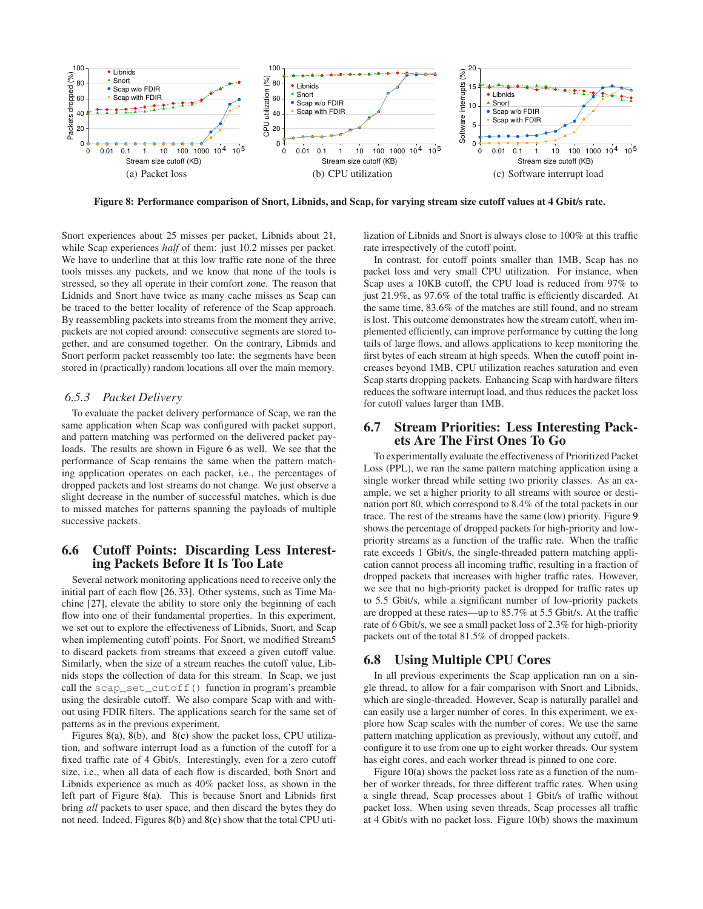Figure 8: Performance comparison of Snort, Libnids, and Scap, for varying stream size cutoff values at 4 Gbit/s rate.

Snort experiences about 25 misses per packet, Libnids about 21, while Scap experiences *half* of them: just 10.2 misses per packet. We have to underline that at this low traffic rate none of the three tools misses any packets, and we know that none of the tools is stressed, so they all operate in their comfort zone. The reason that Lidnids and Snort have twice as many cache misses as Scap can be traced to the better locality of reference of the Scap approach. By reassembling packets into streams from the moment they arrive, packets are not copied around: consecutive segments are stored together, and are consumed together. On the contrary, Libnids and Snort perform packet reassembly too late: the segments have been stored in (practically) random locations all over the main memory.

### 6.5.3 Packet Delivery

To evaluate the packet delivery performance of Scap, we ran the same application when Scap was configured with packet support, and pattern matching was performed on the delivered packet payloads. The results are shown in Figure 6 as well. We see that the performance of Scap remains the same when the pattern matching application operates on each packet, i.e., the percentages of dropped packets and lost streams do not change. We just observe a slight decrease in the number of successful matches, which is due to missed matches for patterns spanning the payloads of multiple successive packets.

## 6.6 Cutoff Points: Discarding Less Interesting Packets Before It Is Too Late

Several network monitoring applications need to receive only the initial part of each flow [26, 33]. Other systems, such as Time Machine [27], elevate the ability to store only the beginning of each flow into one of their fundamental properties. In this experiment, we set out to explore the effectiveness of Libnids, Snort, and Scap when implementing cutoff points. For Snort, we modified Stream5 to discard packets from streams that exceed a given cutoff value. Similarly, when the size of a stream reaches the cutoff value, Libnids stops the collection of data for this stream. In Scap, we just call the `scap_set_cutoff()` function in program's preamble using the desirable cutoff. We also compare Scap with and without using FDIR filters. The applications search for the same set of patterns as in the previous experiment.

Figures 8(a), 8(b), and 8(c) show the packet loss, CPU utilization, and software interrupt load as a function of the cutoff for a fixed traffic rate of 4 Gbit/s. Interestingly, even for a zero cutoff size, i.e., when all data of each flow is discarded, both Snort and Libnids experience as much as 40% packet loss, as shown in the left part of Figure 8(a). This is because Snort and Libnids first bring *all* packets to user space, and then discard the bytes they do not need. Indeed, Figures 8(b) and 8(c) show that the total CPU utilization of Libnids and Snort is always close to 100% at this traffic rate irrespectively of the cutoff point.

In contrast, for cutoff points smaller than 1MB, Scap has no packet loss and very small CPU utilization. For instance, when Scap uses a 10KB cutoff, the CPU load is reduced from 97% to just 21.9%, as 97.6% of the total traffic is efficiently discarded. At the same time, 83.6% of the matches are still found, and no stream is lost. This outcome demonstrates how the stream cutoff, when implemented efficiently, can improve performance by cutting the long tails of large flows, and allows applications to keep monitoring the first bytes of each stream at high speeds. When the cutoff point increases beyond 1MB, CPU utilization reaches saturation and even Scap starts dropping packets. Enhancing Scap with hardware filters reduces the software interrupt load, and thus reduces the packet loss for cutoff values larger than 1MB.

## 6.7 Stream Priorities: Less Interesting Packets Are The First Ones To Go

To experimentally evaluate the effectiveness of Prioritized Packet Loss (PPL), we ran the same pattern matching application using a single worker thread while setting two priority classes. As an example, we set a higher priority to all streams with source or destination port 80, which correspond to 8.4% of the total packets in our trace. The rest of the streams have the same (low) priority. Figure 9 shows the percentage of dropped packets for high-priority and low-priority streams as a function of the traffic rate. When the traffic rate exceeds 1 Gbit/s, the single-threaded pattern matching application cannot process all incoming traffic, resulting in a fraction of dropped packets that increases with higher traffic rates. However, we see that no high-priority packet is dropped for traffic rates up to 5.5 Gbit/s, while a significant number of low-priority packets are dropped at these rates—up to 85.7% at 5.5 Gbit/s. At the traffic rate of 6 Gbit/s, we see a small packet loss of 2.3% for high-priority packets out of the total 81.5% of dropped packets.

## 6.8 Using Multiple CPU Cores

In all previous experiments the Scap application ran on a single thread, to allow for a fair comparison with Snort and Libnids, which are single-threaded. However, Scap is naturally parallel and can easily use a larger number of cores. In this experiment, we explore how Scap scales with the number of cores. We use the same pattern matching application as previously, without any cutoff, and configure it to use from one up to eight worker threads. Our system has eight cores, and each worker thread is pinned to one core.

Figure 10(a) shows the packet loss rate as a function of the number of worker threads, for three different traffic rates. When using a single thread, Scap processes about 1 Gbit/s of traffic without packet loss. When using seven threads, Scap processes all traffic at 4 Gbit/s with no packet loss. Figure 10(b) shows the maximum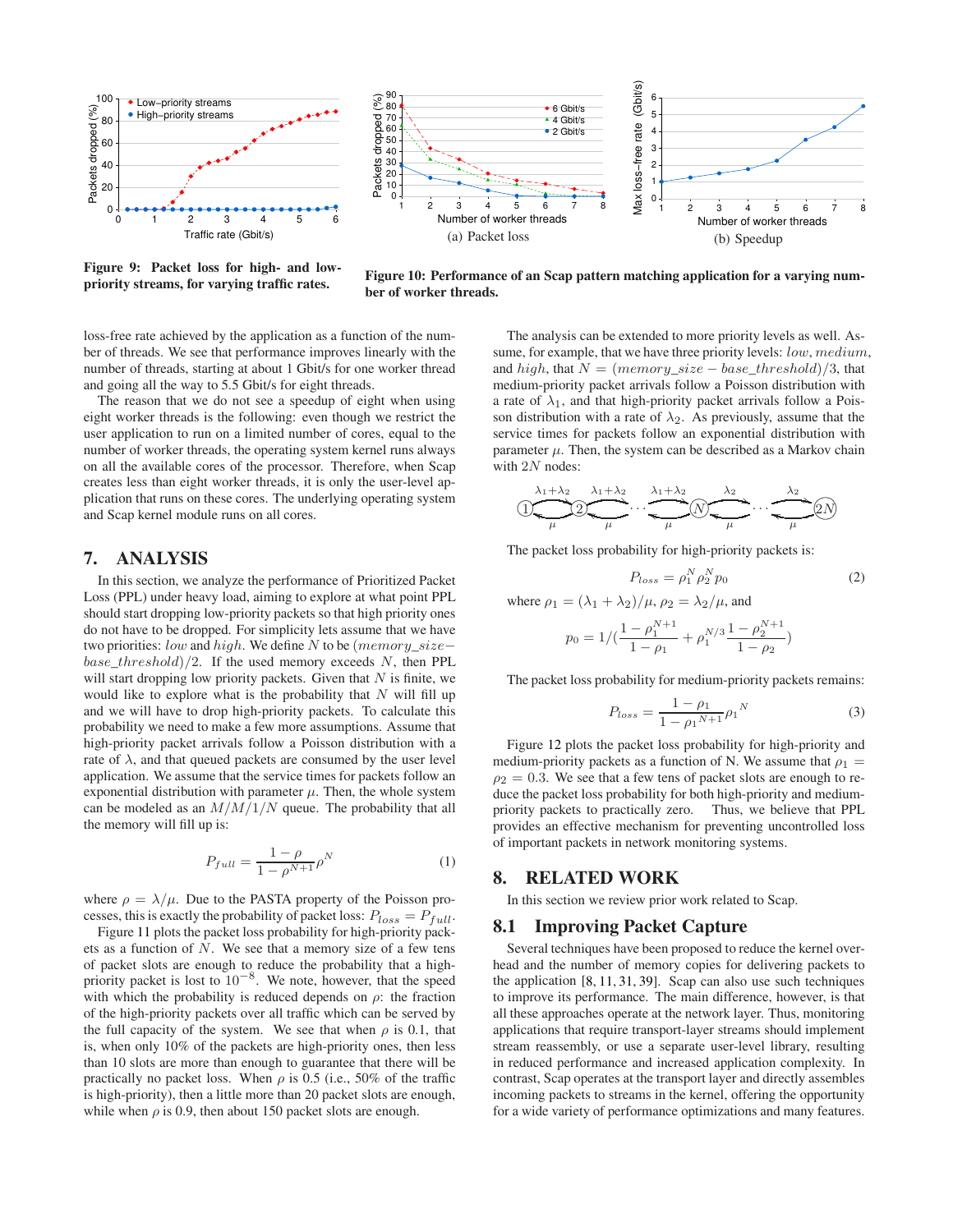Figure 9: Packet loss for high- and low-priority streams, for varying traffic rates.

Figure 10: Performance of an Scap pattern matching application for a varying number of worker threads.

(a) Packet loss

(b) Speedup

loss-free rate achieved by the application as a function of the number of threads. We see that performance improves linearly with the number of threads, starting at about 1 Gbit/s for one worker thread and going all the way to 5.5 Gbit/s for eight threads.

The reason that we do not see a speedup of eight when using eight worker threads is the following: even though we restrict the user application to run on a limited number of cores, equal to the number of worker threads, the operating system kernel runs always on all the available cores of the processor. Therefore, when Scap creates less than eight worker threads, it is only the user-level application that runs on these cores. The underlying operating system and Scap kernel module runs on all cores.

## 7. ANALYSIS

In this section, we analyze the performance of Prioritized Packet Loss (PPL) under heavy load, aiming to explore at what point PPL should start dropping low-priority packets so that high priority ones do not have to be dropped. For simplicity lets assume that we have two priorities: *low* and *high*. We define $N$ to be $(memory\_size - base\_threshold)/2$. If the used memory exceeds $N$, then PPL will start dropping low priority packets. Given that $N$ is finite, we would like to explore what is the probability that $N$ will fill up and we will have to drop high-priority packets. To calculate this probability we need to make a few more assumptions. Assume that high-priority packet arrivals follow a Poisson distribution with a rate of $\lambda$, and that queued packets are consumed by the user level application. We assume that the service times for packets follow an exponential distribution with parameter $\mu$. Then, the whole system can be modeled as an $M/M/1/N$ queue. The probability that all the memory will fill up is:

$$P_{full} = \frac{1-\rho}{1-\rho^{N+1}}\rho^N \quad (1)$$

where $\rho = \lambda/\mu$. Due to the PASTA property of the Poisson processes, this is exactly the probability of packet loss: $P_{loss} = P_{full}$.

Figure 11 plots the packet loss probability for high-priority packets as a function of $N$. We see that a memory size of a few tens of packet slots are enough to reduce the probability that a high-priority packet is lost to $10^{-8}$. We note, however, that the speed with which the probability is reduced depends on $\rho$: the fraction of the high-priority packets over all traffic which can be served by the full capacity of the system. We see that when $\rho$ is 0.1, that is, when only 10% of the packets are high-priority ones, then less than 10 slots are more than enough to guarantee that there will be practically no packet loss. When $\rho$ is 0.5 (i.e., 50% of the traffic is high-priority), then a little more than 20 packet slots are enough, while when $\rho$ is 0.9, then about 150 packet slots are enough.

The analysis can be extended to more priority levels as well. Assume, for example, that we have three priority levels: *low*, *medium*, and *high*, that $N = (memory\_size - base\_threshold)/3$, that medium-priority packet arrivals follow a Poisson distribution with a rate of $\lambda_1$, and that high-priority packet arrivals follow a Poisson distribution with a rate of $\lambda_2$. As previously, assume that the service times for packets follow an exponential distribution with parameter $\mu$. Then, the system can be described as a Markov chain with $2N$ nodes:

The packet loss probability for high-priority packets is:

$$P_{loss} = \rho_1^N \rho_2^N p_0 \quad (2)$$

where $\rho_1 = (\lambda_1 + \lambda_2)/\mu$, $\rho_2 = \lambda_2/\mu$, and

$$p_0 = 1/(\frac{1-\rho_1^{N+1}}{1-\rho_1} + \rho_1^{N/3}\frac{1-\rho_2^{N+1}}{1-\rho_2})$$

The packet loss probability for medium-priority packets remains:

$$P_{loss} = \frac{1-\rho_1}{1-{\rho_1}^{N+1}}{\rho_1}^N \quad (3)$$

Figure 12 plots the packet loss probability for high-priority and medium-priority packets as a function of N. We assume that $\rho_1 = \rho_2 = 0.3$. We see that a few tens of packet slots are enough to reduce the packet loss probability for both high-priority and medium-priority packets to practically zero. Thus, we believe that PPL provides an effective mechanism for preventing uncontrolled loss of important packets in network monitoring systems.

## 8. RELATED WORK

In this section we review prior work related to Scap.

### 8.1 Improving Packet Capture

Several techniques have been proposed to reduce the kernel overhead and the number of memory copies for delivering packets to the application [8, 11, 31, 39]. Scap can also use such techniques to improve its performance. The main difference, however, is that all these approaches operate at the network layer. Thus, monitoring applications that require transport-layer streams should implement stream reassembly, or use a separate user-level library, resulting in reduced performance and increased application complexity. In contrast, Scap operates at the transport layer and directly assembles incoming packets to streams in the kernel, offering the opportunity for a wide variety of performance optimizations and many features.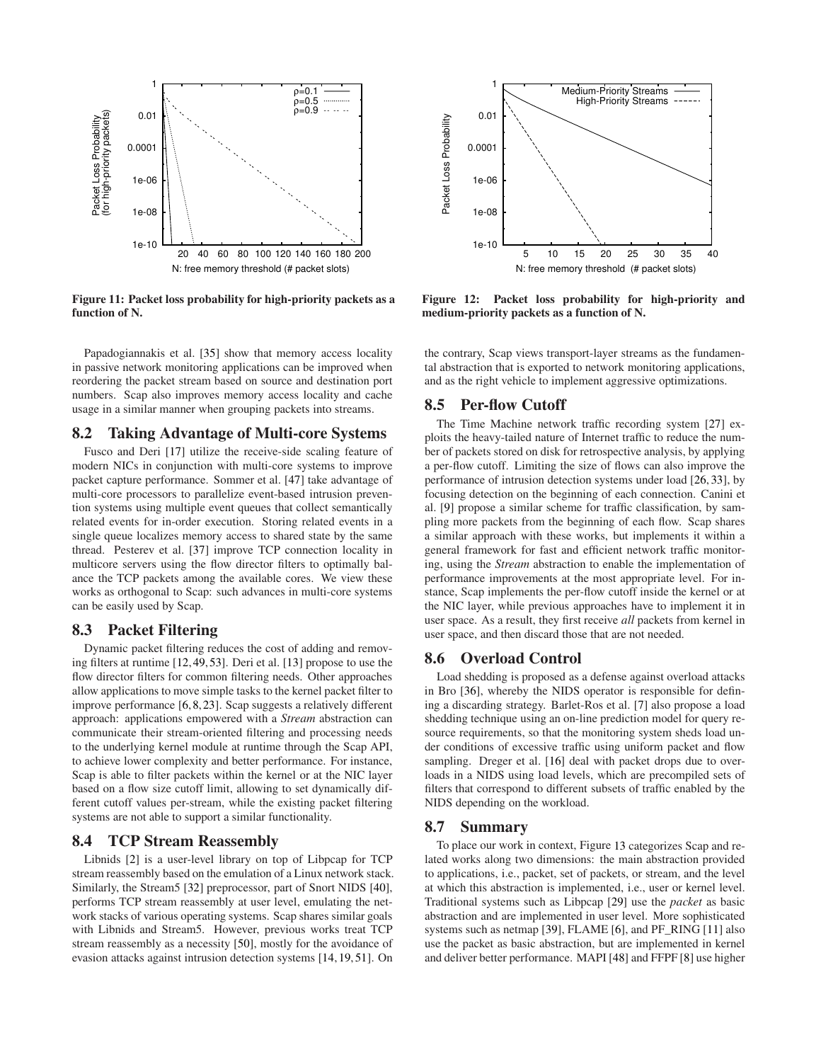Figure 11: Packet loss probability for high-priority packets as a function of N.

Figure 12: Packet loss probability for high-priority and medium-priority packets as a function of N.

Papadogiannakis et al. [35] show that memory access locality in passive network monitoring applications can be improved when reordering the packet stream based on source and destination port numbers. Scap also improves memory access locality and cache usage in a similar manner when grouping packets into streams.

## 8.2 Taking Advantage of Multi-core Systems

Fusco and Deri [17] utilize the receive-side scaling feature of modern NICs in conjunction with multi-core systems to improve packet capture performance. Sommer et al. [47] take advantage of multi-core processors to parallelize event-based intrusion prevention systems using multiple event queues that collect semantically related events for in-order execution. Storing related events in a single queue localizes memory access to shared state by the same thread. Pesterev et al. [37] improve TCP connection locality in multicore servers using the flow director filters to optimally balance the TCP packets among the available cores. We view these works as orthogonal to Scap: such advances in multi-core systems can be easily used by Scap.

## 8.3 Packet Filtering

Dynamic packet filtering reduces the cost of adding and removing filters at runtime [12, 49, 53]. Deri et al. [13] propose to use the flow director filters for common filtering needs. Other approaches allow applications to move simple tasks to the kernel packet filter to improve performance [6, 8, 23]. Scap suggests a relatively different approach: applications empowered with a *Stream* abstraction can communicate their stream-oriented filtering and processing needs to the underlying kernel module at runtime through the Scap API, to achieve lower complexity and better performance. For instance, Scap is able to filter packets within the kernel or at the NIC layer based on a flow size cutoff limit, allowing to set dynamically different cutoff values per-stream, while the existing packet filtering systems are not able to support a similar functionality.

## 8.4 TCP Stream Reassembly

Libnids [2] is a user-level library on top of Libpcap for TCP stream reassembly based on the emulation of a Linux network stack. Similarly, the Stream5 [32] preprocessor, part of Snort NIDS [40], performs TCP stream reassembly at user level, emulating the network stacks of various operating systems. Scap shares similar goals with Libnids and Stream5. However, previous works treat TCP stream reassembly as a necessity [50], mostly for the avoidance of evasion attacks against intrusion detection systems [14, 19, 51]. On the contrary, Scap views transport-layer streams as the fundamental abstraction that is exported to network monitoring applications, and as the right vehicle to implement aggressive optimizations.

## 8.5 Per-flow Cutoff

The Time Machine network traffic recording system [27] exploits the heavy-tailed nature of Internet traffic to reduce the number of packets stored on disk for retrospective analysis, by applying a per-flow cutoff. Limiting the size of flows can also improve the performance of intrusion detection systems under load [26, 33], by focusing detection on the beginning of each connection. Canini et al. [9] propose a similar scheme for traffic classification, by sampling more packets from the beginning of each flow. Scap shares a similar approach with these works, but implements it within a general framework for fast and efficient network traffic monitoring, using the *Stream* abstraction to enable the implementation of performance improvements at the most appropriate level. For instance, Scap implements the per-flow cutoff inside the kernel or at the NIC layer, while previous approaches have to implement it in user space. As a result, they first receive *all* packets from kernel in user space, and then discard those that are not needed.

## 8.6 Overload Control

Load shedding is proposed as a defense against overload attacks in Bro [36], whereby the NIDS operator is responsible for defining a discarding strategy. Barlet-Ros et al. [7] also propose a load shedding technique using an on-line prediction model for query resource requirements, so that the monitoring system sheds load under conditions of excessive traffic using uniform packet and flow sampling. Dreger et al. [16] deal with packet drops due to overloads in a NIDS using load levels, which are precompiled sets of filters that correspond to different subsets of traffic enabled by the NIDS depending on the workload.

## 8.7 Summary

To place our work in context, Figure 13 categorizes Scap and related works along two dimensions: the main abstraction provided to applications, i.e., packet, set of packets, or stream, and the level at which this abstraction is implemented, i.e., user or kernel level. Traditional systems such as Libpcap [29] use the *packet* as basic abstraction and are implemented in user level. More sophisticated systems such as netmap [39], FLAME [6], and PF_RING [11] also use the packet as basic abstraction, but are implemented in kernel and deliver better performance. MAPI [48] and FFPF [8] use higher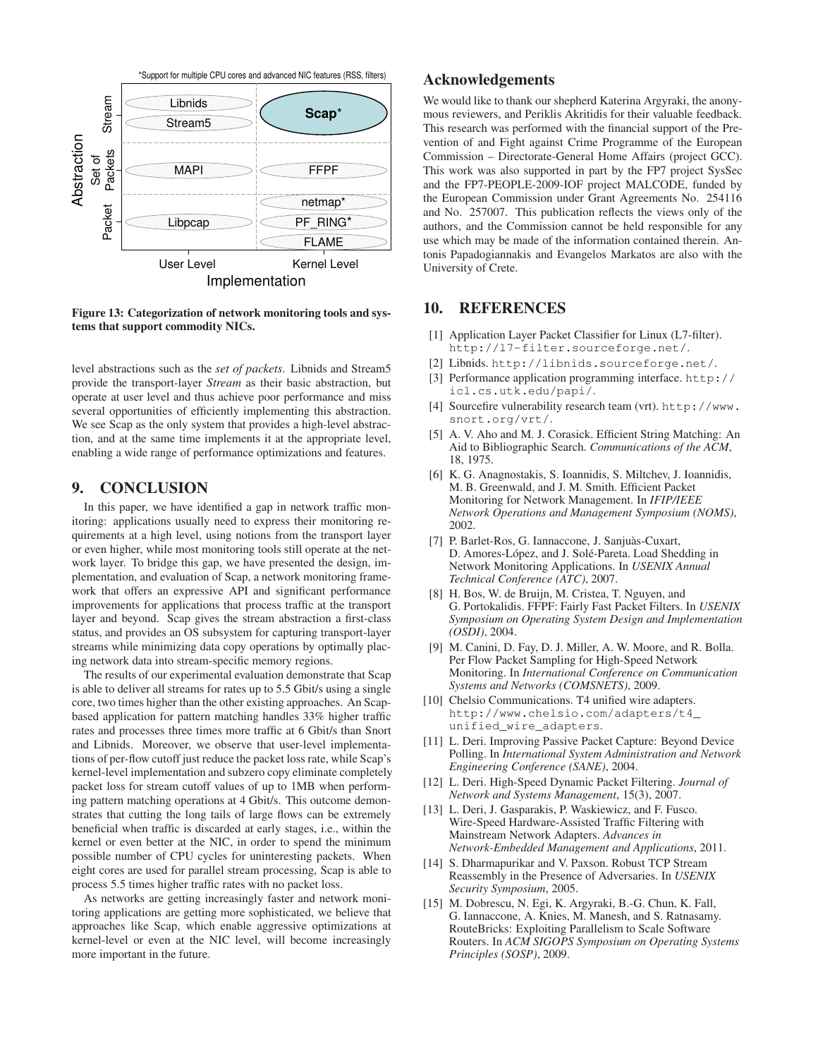Figure 13: Categorization of network monitoring tools and systems that support commodity NICs.

level abstractions such as the *set of packets*. Libnids and Stream5 provide the transport-layer *Stream* as their basic abstraction, but operate at user level and thus achieve poor performance and miss several opportunities of efficiently implementing this abstraction. We see Scap as the only system that provides a high-level abstraction, and at the same time implements it at the appropriate level, enabling a wide range of performance optimizations and features.

## 9. CONCLUSION

In this paper, we have identified a gap in network traffic monitoring: applications usually need to express their monitoring requirements at a high level, using notions from the transport layer or even higher, while most monitoring tools still operate at the network layer. To bridge this gap, we have presented the design, implementation, and evaluation of Scap, a network monitoring framework that offers an expressive API and significant performance improvements for applications that process traffic at the transport layer and beyond. Scap gives the stream abstraction a first-class status, and provides an OS subsystem for capturing transport-layer streams while minimizing data copy operations by optimally placing network data into stream-specific memory regions.

The results of our experimental evaluation demonstrate that Scap is able to deliver all streams for rates up to 5.5 Gbit/s using a single core, two times higher than the other existing approaches. An Scap-based application for pattern matching handles 33% higher traffic rates and processes three times more traffic at 6 Gbit/s than Snort and Libnids. Moreover, we observe that user-level implementations of per-flow cutoff just reduce the packet loss rate, while Scap's kernel-level implementation and subzero copy eliminate completely packet loss for stream cutoff values of up to 1MB when performing pattern matching operations at 4 Gbit/s. This outcome demonstrates that cutting the long tails of large flows can be extremely beneficial when traffic is discarded at early stages, i.e., within the kernel or even better at the NIC, in order to spend the minimum possible number of CPU cycles for uninteresting packets. When eight cores are used for parallel stream processing, Scap is able to process 5.5 times higher traffic rates with no packet loss.

As networks are getting increasingly faster and network monitoring applications are getting more sophisticated, we believe that approaches like Scap, which enable aggressive optimizations at kernel-level or even at the NIC level, will become increasingly more important in the future.

## Acknowledgements

We would like to thank our shepherd Katerina Argyraki, the anonymous reviewers, and Periklis Akritidis for their valuable feedback. This research was performed with the financial support of the Prevention of and Fight against Crime Programme of the European Commission – Directorate-General Home Affairs (project GCC). This work was also supported in part by the FP7 project SysSec and the FP7-PEOPLE-2009-IOF project MALCODE, funded by the European Commission under Grant Agreements No. 254116 and No. 257007. This publication reflects the views only of the authors, and the Commission cannot be held responsible for any use which may be made of the information contained therein. Antonis Papadogiannakis and Evangelos Markatos are also with the University of Crete.

## 10. REFERENCES

[1] Application Layer Packet Classifier for Linux (L7-filter). http://l7-filter.sourceforge.net/.

[2] Libnids. http://libnids.sourceforge.net/.

[3] Performance application programming interface. http://icl.cs.utk.edu/papi/.

[4] Sourcefire vulnerability research team (vrt). http://www.snort.org/vrt/.

[5] A. V. Aho and M. J. Corasick. Efficient String Matching: An Aid to Bibliographic Search. *Communications of the ACM*, 18, 1975.

[6] K. G. Anagnostakis, S. Ioannidis, S. Miltchev, J. Ioannidis, M. B. Greenwald, and J. M. Smith. Efficient Packet Monitoring for Network Management. In *IFIP/IEEE Network Operations and Management Symposium (NOMS)*, 2002.

[7] P. Barlet-Ros, G. Iannaccone, J. Sanjuàs-Cuxart, D. Amores-López, and J. Solé-Pareta. Load Shedding in Network Monitoring Applications. In *USENIX Annual Technical Conference (ATC)*, 2007.

[8] H. Bos, W. de Bruijn, M. Cristea, T. Nguyen, and G. Portokalidis. FFPF: Fairly Fast Packet Filters. In *USENIX Symposium on Operating System Design and Implementation (OSDI)*, 2004.

[9] M. Canini, D. Fay, D. J. Miller, A. W. Moore, and R. Bolla. Per Flow Packet Sampling for High-Speed Network Monitoring. In *International Conference on Communication Systems and Networks (COMSNETS)*, 2009.

[10] Chelsio Communications. T4 unified wire adapters. http://www.chelsio.com/adapters/t4_unified_wire_adapters.

[11] L. Deri. Improving Passive Packet Capture: Beyond Device Polling. In *International System Administration and Network Engineering Conference (SANE)*, 2004.

[12] L. Deri. High-Speed Dynamic Packet Filtering. *Journal of Network and Systems Management*, 15(3), 2007.

[13] L. Deri, J. Gasparakis, P. Waskiewicz, and F. Fusco. Wire-Speed Hardware-Assisted Traffic Filtering with Mainstream Network Adapters. *Advances in Network-Embedded Management and Applications*, 2011.

[14] S. Dharmapurikar and V. Paxson. Robust TCP Stream Reassembly in the Presence of Adversaries. In *USENIX Security Symposium*, 2005.

[15] M. Dobrescu, N. Egi, K. Argyraki, B.-G. Chun, K. Fall, G. Iannaccone, A. Knies, M. Manesh, and S. Ratnasamy. RouteBricks: Exploiting Parallelism to Scale Software Routers. In *ACM SIGOPS Symposium on Operating Systems Principles (SOSP)*, 2009.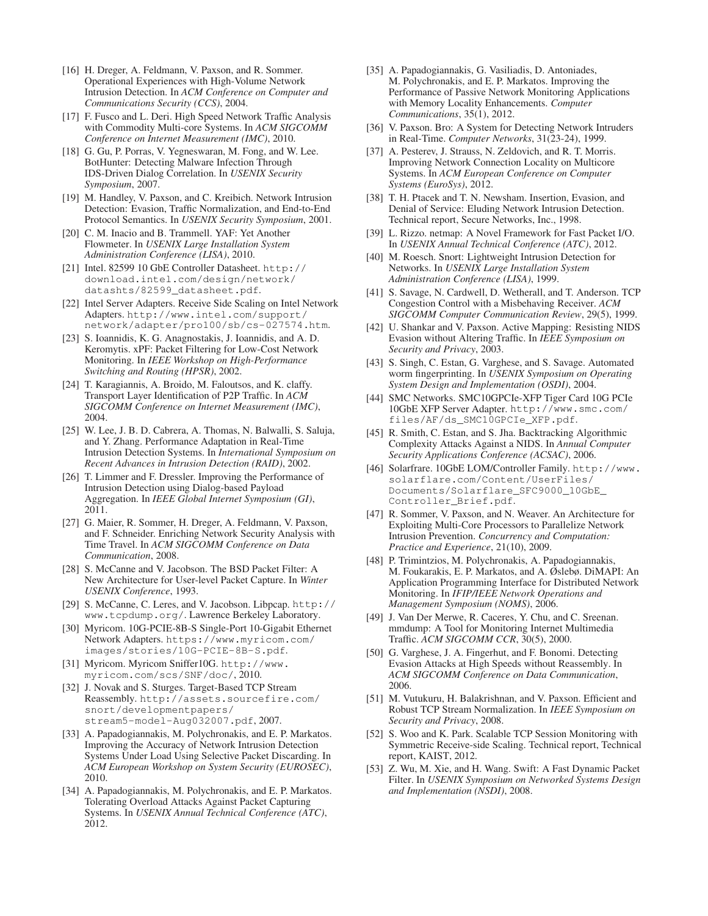[16] H. Dreger, A. Feldmann, V. Paxson, and R. Sommer. Operational Experiences with High-Volume Network Intrusion Detection. In *ACM Conference on Computer and Communications Security (CCS)*, 2004.

[17] F. Fusco and L. Deri. High Speed Network Traffic Analysis with Commodity Multi-core Systems. In *ACM SIGCOMM Conference on Internet Measurement (IMC)*, 2010.

[18] G. Gu, P. Porras, V. Yegneswaran, M. Fong, and W. Lee. BotHunter: Detecting Malware Infection Through IDS-Driven Dialog Correlation. In *USENIX Security Symposium*, 2007.

[19] M. Handley, V. Paxson, and C. Kreibich. Network Intrusion Detection: Evasion, Traffic Normalization, and End-to-End Protocol Semantics. In *USENIX Security Symposium*, 2001.

[20] C. M. Inacio and B. Trammell. YAF: Yet Another Flowmeter. In *USENIX Large Installation System Administration Conference (LISA)*, 2010.

[21] Intel. 82599 10 GbE Controller Datasheet. `http://download.intel.com/design/network/datashts/82599_datasheet.pdf`.

[22] Intel Server Adapters. Receive Side Scaling on Intel Network Adapters. `http://www.intel.com/support/network/adapter/pro100/sb/cs-027574.htm`.

[23] S. Ioannidis, K. G. Anagnostakis, J. Ioannidis, and A. D. Keromytis. xPF: Packet Filtering for Low-Cost Network Monitoring. In *IEEE Workshop on High-Performance Switching and Routing (HPSR)*, 2002.

[24] T. Karagiannis, A. Broido, M. Faloutsos, and K. claffy. Transport Layer Identification of P2P Traffic. In *ACM SIGCOMM Conference on Internet Measurement (IMC)*, 2004.

[25] W. Lee, J. B. D. Cabrera, A. Thomas, N. Balwalli, S. Saluja, and Y. Zhang. Performance Adaptation in Real-Time Intrusion Detection Systems. In *International Symposium on Recent Advances in Intrusion Detection (RAID)*, 2002.

[26] T. Limmer and F. Dressler. Improving the Performance of Intrusion Detection using Dialog-based Payload Aggregation. In *IEEE Global Internet Symposium (GI)*, 2011.

[27] G. Maier, R. Sommer, H. Dreger, A. Feldmann, V. Paxson, and F. Schneider. Enriching Network Security Analysis with Time Travel. In *ACM SIGCOMM Conference on Data Communication*, 2008.

[28] S. McCanne and V. Jacobson. The BSD Packet Filter: A New Architecture for User-level Packet Capture. In *Winter USENIX Conference*, 1993.

[29] S. McCanne, C. Leres, and V. Jacobson. Libpcap. `http://www.tcpdump.org/`. Lawrence Berkeley Laboratory.

[30] Myricom. 10G-PCIE-8B-S Single-Port 10-Gigabit Ethernet Network Adapters. `https://www.myricom.com/images/stories/10G-PCIE-8B-S.pdf`.

[31] Myricom. Myricom Sniffer10G. `http://www.myricom.com/scs/SNF/doc/`, 2010.

[32] J. Novak and S. Sturges. Target-Based TCP Stream Reassembly. `http://assets.sourcefire.com/snort/developmentpapers/stream5-model-Aug032007.pdf`, 2007.

[33] A. Papadogiannakis, M. Polychronakis, and E. P. Markatos. Improving the Accuracy of Network Intrusion Detection Systems Under Load Using Selective Packet Discarding. In *ACM European Workshop on System Security (EUROSEC)*, 2010.

[34] A. Papadogiannakis, M. Polychronakis, and E. P. Markatos. Tolerating Overload Attacks Against Packet Capturing Systems. In *USENIX Annual Technical Conference (ATC)*, 2012.

[35] A. Papadogiannakis, G. Vasiliadis, D. Antoniades, M. Polychronakis, and E. P. Markatos. Improving the Performance of Passive Network Monitoring Applications with Memory Locality Enhancements. *Computer Communications*, 35(1), 2012.

[36] V. Paxson. Bro: A System for Detecting Network Intruders in Real-Time. *Computer Networks*, 31(23-24), 1999.

[37] A. Pesterev, J. Strauss, N. Zeldovich, and R. T. Morris. Improving Network Connection Locality on Multicore Systems. In *ACM European Conference on Computer Systems (EuroSys)*, 2012.

[38] T. H. Ptacek and T. N. Newsham. Insertion, Evasion, and Denial of Service: Eluding Network Intrusion Detection. Technical report, Secure Networks, Inc., 1998.

[39] L. Rizzo. netmap: A Novel Framework for Fast Packet I/O. In *USENIX Annual Technical Conference (ATC)*, 2012.

[40] M. Roesch. Snort: Lightweight Intrusion Detection for Networks. In *USENIX Large Installation System Administration Conference (LISA)*, 1999.

[41] S. Savage, N. Cardwell, D. Wetherall, and T. Anderson. TCP Congestion Control with a Misbehaving Receiver. *ACM SIGCOMM Computer Communication Review*, 29(5), 1999.

[42] U. Shankar and V. Paxson. Active Mapping: Resisting NIDS Evasion without Altering Traffic. In *IEEE Symposium on Security and Privacy*, 2003.

[43] S. Singh, C. Estan, G. Varghese, and S. Savage. Automated worm fingerprinting. In *USENIX Symposium on Operating System Design and Implementation (OSDI)*, 2004.

[44] SMC Networks. SMC10GPCIe-XFP Tiger Card 10G PCIe 10GbE XFP Server Adapter. `http://www.smc.com/files/AF/ds_SMC10GPCIe_XFP.pdf`.

[45] R. Smith, C. Estan, and S. Jha. Backtracking Algorithmic Complexity Attacks Against a NIDS. In *Annual Computer Security Applications Conference (ACSAC)*, 2006.

[46] Solarfrare. 10GbE LOM/Controller Family. `http://www.solarflare.com/Content/UserFiles/Documents/Solarflare_SFC9000_10GbE_Controller_Brief.pdf`.

[47] R. Sommer, V. Paxson, and N. Weaver. An Architecture for Exploiting Multi-Core Processors to Parallelize Network Intrusion Prevention. *Concurrency and Computation: Practice and Experience*, 21(10), 2009.

[48] P. Trimintzios, M. Polychronakis, A. Papadogiannakis, M. Foukarakis, E. P. Markatos, and A. Øslebø. DiMAPI: An Application Programming Interface for Distributed Network Monitoring. In *IFIP/IEEE Network Operations and Management Symposium (NOMS)*, 2006.

[49] J. Van Der Merwe, R. Caceres, Y. Chu, and C. Sreenan. mmdump: A Tool for Monitoring Internet Multimedia Traffic. *ACM SIGCOMM CCR*, 30(5), 2000.

[50] G. Varghese, J. A. Fingerhut, and F. Bonomi. Detecting Evasion Attacks at High Speeds without Reassembly. In *ACM SIGCOMM Conference on Data Communication*, 2006.

[51] M. Vutukuru, H. Balakrishnan, and V. Paxson. Efficient and Robust TCP Stream Normalization. In *IEEE Symposium on Security and Privacy*, 2008.

[52] S. Woo and K. Park. Scalable TCP Session Monitoring with Symmetric Receive-side Scaling. Technical report, Technical report, KAIST, 2012.

[53] Z. Wu, M. Xie, and H. Wang. Swift: A Fast Dynamic Packet Filter. In *USENIX Symposium on Networked Systems Design and Implementation (NSDI)*, 2008.